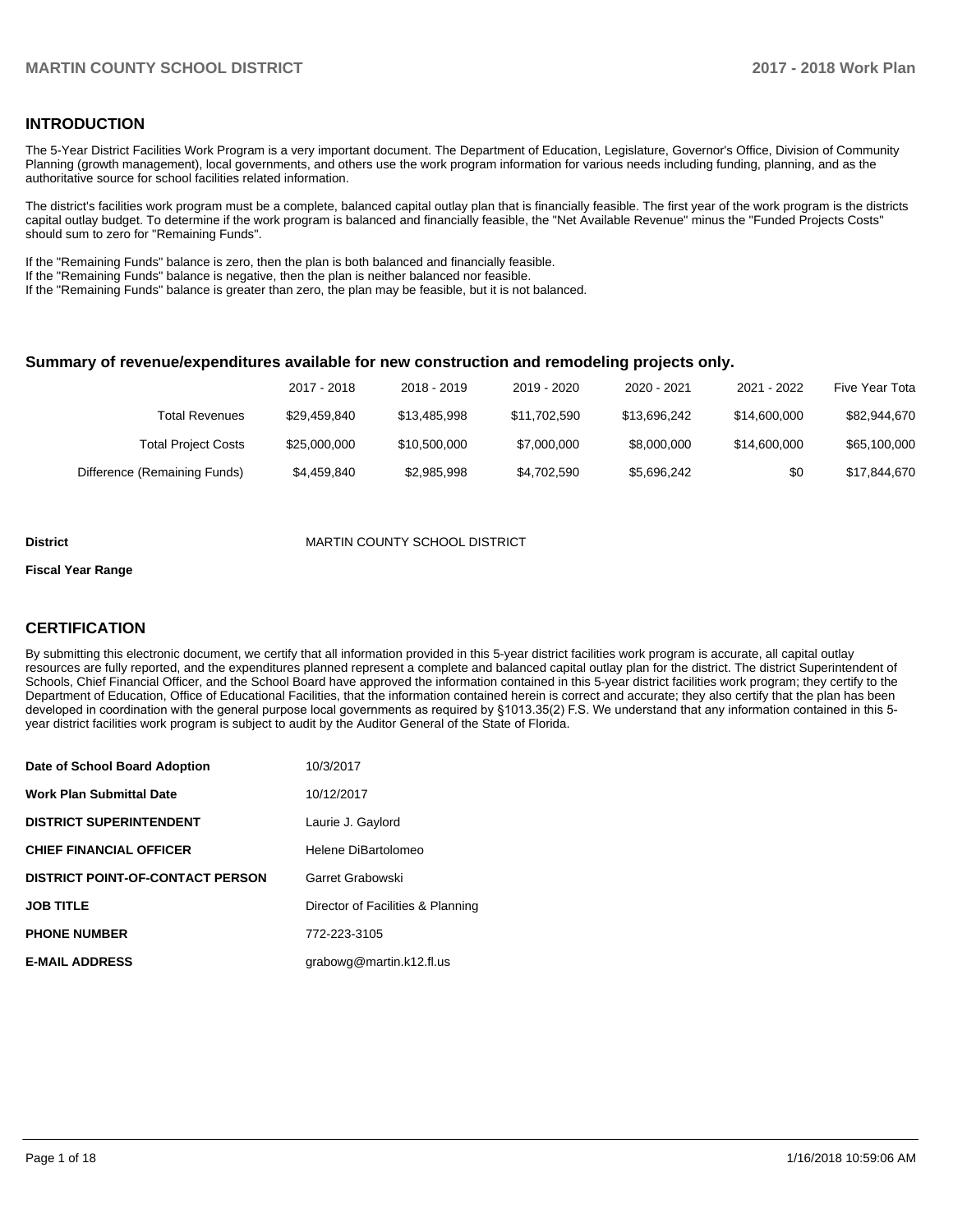## INTRODUCTION

The 5-Year District Facilities Work Program is a very important document. The Department of Education, Legislature, Governor's Office, Division of Community Planning (growth management), local governments, and others use the work program information for various needs including funding, planning, and as the authoritative source for school facilities related information.

The district's facilities work program must be a complete, balanced capital outlay plan that is financially feasible. The first year of the work program is the districts capital outlay budget. To determine if the work program is balanced and financially feasible, the "Net Available Revenue" minus the "Funded Projects Costs" should sum to zero for "Remaining Funds".

If the "Remaining Funds" balance is zero, then the plan is both balanced and financially feasible.
If the "Remaining Funds" balance is negative, then the plan is neither balanced nor feasible.
If the "Remaining Funds" balance is greater than zero, the plan may be feasible, but it is not balanced.

### Summary of revenue/expenditures available for new construction and remodeling projects only.

| | 2017 - 2018 | 2018 - 2019 | 2019 - 2020 | 2020 - 2021 | 2021 - 2022 | Five Year Tota |
|---|---|---|---|---|---|---|
| Total Revenues | $29,459,840 | $13,485,998 | $11,702,590 | $13,696,242 | $14,600,000 | $82,944,670 |
| Total Project Costs | $25,000,000 | $10,500,000 | $7,000,000 | $8,000,000 | $14,600,000 | $65,100,000 |
| Difference (Remaining Funds) | $4,459,840 | $2,985,998 | $4,702,590 | $5,696,242 | $0 | $17,844,670 |

**District** MARTIN COUNTY SCHOOL DISTRICT

**Fiscal Year Range**

## CERTIFICATION

By submitting this electronic document, we certify that all information provided in this 5-year district facilities work program is accurate, all capital outlay resources are fully reported, and the expenditures planned represent a complete and balanced capital outlay plan for the district. The district Superintendent of Schools, Chief Financial Officer, and the School Board have approved the information contained in this 5-year district facilities work program; they certify to the Department of Education, Office of Educational Facilities, that the information contained herein is correct and accurate; they also certify that the plan has been developed in coordination with the general purpose local governments as required by §1013.35(2) F.S. We understand that any information contained in this 5-year district facilities work program is subject to audit by the Auditor General of the State of Florida.

| | |
|---|---|
| **Date of School Board Adoption** | 10/3/2017 |
| **Work Plan Submittal Date** | 10/12/2017 |
| **DISTRICT SUPERINTENDENT** | Laurie J. Gaylord |
| **CHIEF FINANCIAL OFFICER** | Helene DiBartolomeo |
| **DISTRICT POINT-OF-CONTACT PERSON** | Garret Grabowski |
| **JOB TITLE** | Director of Facilities & Planning |
| **PHONE NUMBER** | 772-223-3105 |
| **E-MAIL ADDRESS** | grabowg@martin.k12.fl.us |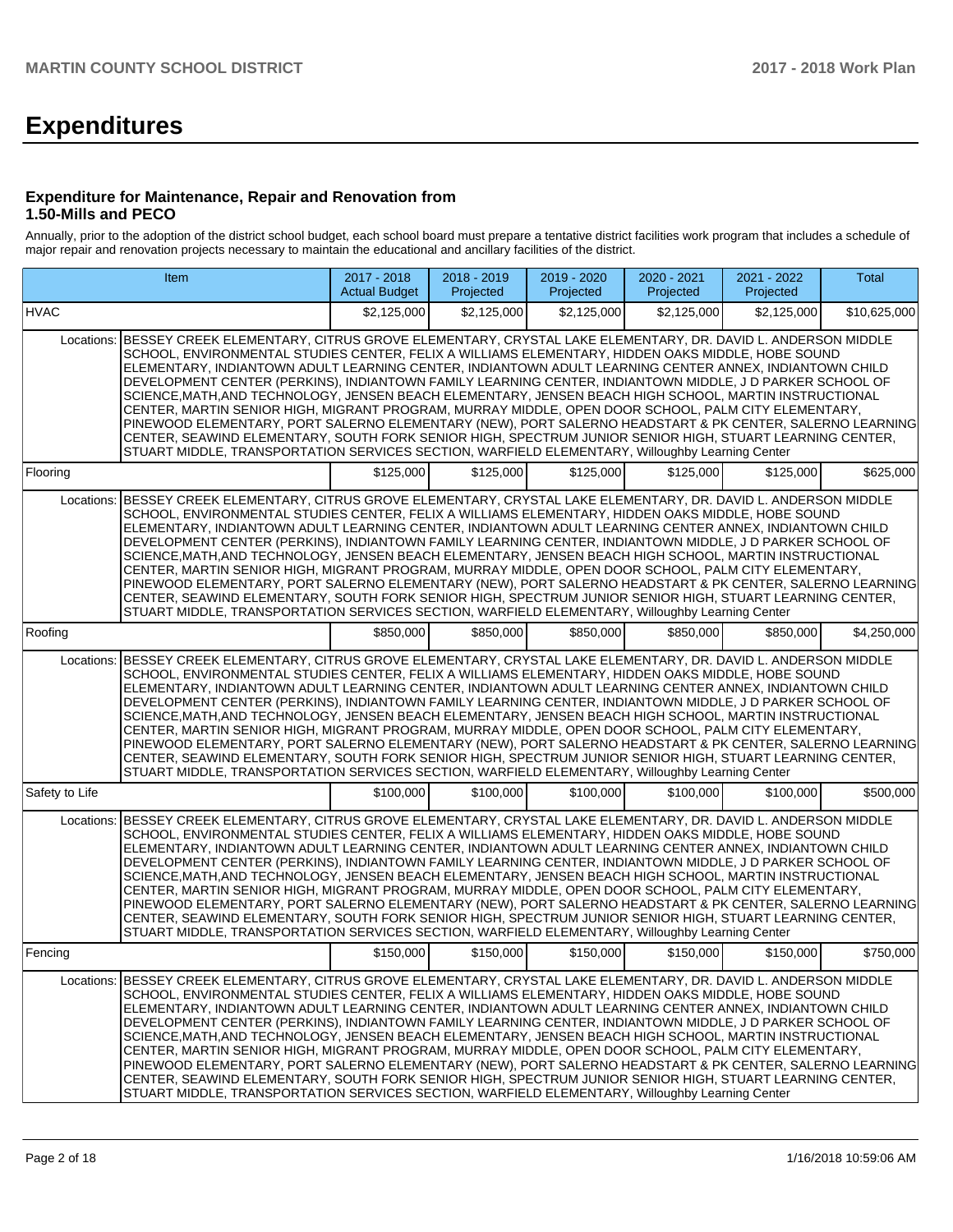# Expenditures

### Expenditure for Maintenance, Repair and Renovation from 1.50-Mills and PECO

Annually, prior to the adoption of the district school budget, each school board must prepare a tentative district facilities work program that includes a schedule of major repair and renovation projects necessary to maintain the educational and ancillary facilities of the district.

| Item | | 2017 - 2018 Actual Budget | 2018 - 2019 Projected | 2019 - 2020 Projected | 2020 - 2021 Projected | 2021 - 2022 Projected | Total |
|---|---|---|---|---|---|---|---|
| HVAC | | $2,125,000 | $2,125,000 | $2,125,000 | $2,125,000 | $2,125,000 | $10,625,000 |
| Locations: | BESSEY CREEK ELEMENTARY, CITRUS GROVE ELEMENTARY, CRYSTAL LAKE ELEMENTARY, DR. DAVID L. ANDERSON MIDDLE SCHOOL, ENVIRONMENTAL STUDIES CENTER, FELIX A WILLIAMS ELEMENTARY, HIDDEN OAKS MIDDLE, HOBE SOUND ELEMENTARY, INDIANTOWN ADULT LEARNING CENTER, INDIANTOWN ADULT LEARNING CENTER ANNEX, INDIANTOWN CHILD DEVELOPMENT CENTER (PERKINS), INDIANTOWN FAMILY LEARNING CENTER, INDIANTOWN MIDDLE, J D PARKER SCHOOL OF SCIENCE,MATH,AND TECHNOLOGY, JENSEN BEACH ELEMENTARY, JENSEN BEACH HIGH SCHOOL, MARTIN INSTRUCTIONAL CENTER, MARTIN SENIOR HIGH, MIGRANT PROGRAM, MURRAY MIDDLE, OPEN DOOR SCHOOL, PALM CITY ELEMENTARY, PINEWOOD ELEMENTARY, PORT SALERNO ELEMENTARY (NEW), PORT SALERNO HEADSTART & PK CENTER, SALERNO LEARNING CENTER, SEAWIND ELEMENTARY, SOUTH FORK SENIOR HIGH, SPECTRUM JUNIOR SENIOR HIGH, STUART LEARNING CENTER, STUART MIDDLE, TRANSPORTATION SERVICES SECTION, WARFIELD ELEMENTARY, Willoughby Learning Center | | | | | | |
| Flooring | | $125,000 | $125,000 | $125,000 | $125,000 | $125,000 | $625,000 |
| Locations: | BESSEY CREEK ELEMENTARY, CITRUS GROVE ELEMENTARY, CRYSTAL LAKE ELEMENTARY, DR. DAVID L. ANDERSON MIDDLE SCHOOL, ENVIRONMENTAL STUDIES CENTER, FELIX A WILLIAMS ELEMENTARY, HIDDEN OAKS MIDDLE, HOBE SOUND ELEMENTARY, INDIANTOWN ADULT LEARNING CENTER, INDIANTOWN ADULT LEARNING CENTER ANNEX, INDIANTOWN CHILD DEVELOPMENT CENTER (PERKINS), INDIANTOWN FAMILY LEARNING CENTER, INDIANTOWN MIDDLE, J D PARKER SCHOOL OF SCIENCE,MATH,AND TECHNOLOGY, JENSEN BEACH ELEMENTARY, JENSEN BEACH HIGH SCHOOL, MARTIN INSTRUCTIONAL CENTER, MARTIN SENIOR HIGH, MIGRANT PROGRAM, MURRAY MIDDLE, OPEN DOOR SCHOOL, PALM CITY ELEMENTARY, PINEWOOD ELEMENTARY, PORT SALERNO ELEMENTARY (NEW), PORT SALERNO HEADSTART & PK CENTER, SALERNO LEARNING CENTER, SEAWIND ELEMENTARY, SOUTH FORK SENIOR HIGH, SPECTRUM JUNIOR SENIOR HIGH, STUART LEARNING CENTER, STUART MIDDLE, TRANSPORTATION SERVICES SECTION, WARFIELD ELEMENTARY, Willoughby Learning Center | | | | | | |
| Roofing | | $850,000 | $850,000 | $850,000 | $850,000 | $850,000 | $4,250,000 |
| Locations: | BESSEY CREEK ELEMENTARY, CITRUS GROVE ELEMENTARY, CRYSTAL LAKE ELEMENTARY, DR. DAVID L. ANDERSON MIDDLE SCHOOL, ENVIRONMENTAL STUDIES CENTER, FELIX A WILLIAMS ELEMENTARY, HIDDEN OAKS MIDDLE, HOBE SOUND ELEMENTARY, INDIANTOWN ADULT LEARNING CENTER, INDIANTOWN ADULT LEARNING CENTER ANNEX, INDIANTOWN CHILD DEVELOPMENT CENTER (PERKINS), INDIANTOWN FAMILY LEARNING CENTER, INDIANTOWN MIDDLE, J D PARKER SCHOOL OF SCIENCE,MATH,AND TECHNOLOGY, JENSEN BEACH ELEMENTARY, JENSEN BEACH HIGH SCHOOL, MARTIN INSTRUCTIONAL CENTER, MARTIN SENIOR HIGH, MIGRANT PROGRAM, MURRAY MIDDLE, OPEN DOOR SCHOOL, PALM CITY ELEMENTARY, PINEWOOD ELEMENTARY, PORT SALERNO ELEMENTARY (NEW), PORT SALERNO HEADSTART & PK CENTER, SALERNO LEARNING CENTER, SEAWIND ELEMENTARY, SOUTH FORK SENIOR HIGH, SPECTRUM JUNIOR SENIOR HIGH, STUART LEARNING CENTER, STUART MIDDLE, TRANSPORTATION SERVICES SECTION, WARFIELD ELEMENTARY, Willoughby Learning Center | | | | | | |
| Safety to Life | | $100,000 | $100,000 | $100,000 | $100,000 | $100,000 | $500,000 |
| Locations: | BESSEY CREEK ELEMENTARY, CITRUS GROVE ELEMENTARY, CRYSTAL LAKE ELEMENTARY, DR. DAVID L. ANDERSON MIDDLE SCHOOL, ENVIRONMENTAL STUDIES CENTER, FELIX A WILLIAMS ELEMENTARY, HIDDEN OAKS MIDDLE, HOBE SOUND ELEMENTARY, INDIANTOWN ADULT LEARNING CENTER, INDIANTOWN ADULT LEARNING CENTER ANNEX, INDIANTOWN CHILD DEVELOPMENT CENTER (PERKINS), INDIANTOWN FAMILY LEARNING CENTER, INDIANTOWN MIDDLE, J D PARKER SCHOOL OF SCIENCE,MATH,AND TECHNOLOGY, JENSEN BEACH ELEMENTARY, JENSEN BEACH HIGH SCHOOL, MARTIN INSTRUCTIONAL CENTER, MARTIN SENIOR HIGH, MIGRANT PROGRAM, MURRAY MIDDLE, OPEN DOOR SCHOOL, PALM CITY ELEMENTARY, PINEWOOD ELEMENTARY, PORT SALERNO ELEMENTARY (NEW), PORT SALERNO HEADSTART & PK CENTER, SALERNO LEARNING CENTER, SEAWIND ELEMENTARY, SOUTH FORK SENIOR HIGH, SPECTRUM JUNIOR SENIOR HIGH, STUART LEARNING CENTER, STUART MIDDLE, TRANSPORTATION SERVICES SECTION, WARFIELD ELEMENTARY, Willoughby Learning Center | | | | | | |
| Fencing | | $150,000 | $150,000 | $150,000 | $150,000 | $150,000 | $750,000 |
| Locations: | BESSEY CREEK ELEMENTARY, CITRUS GROVE ELEMENTARY, CRYSTAL LAKE ELEMENTARY, DR. DAVID L. ANDERSON MIDDLE SCHOOL, ENVIRONMENTAL STUDIES CENTER, FELIX A WILLIAMS ELEMENTARY, HIDDEN OAKS MIDDLE, HOBE SOUND ELEMENTARY, INDIANTOWN ADULT LEARNING CENTER, INDIANTOWN ADULT LEARNING CENTER ANNEX, INDIANTOWN CHILD DEVELOPMENT CENTER (PERKINS), INDIANTOWN FAMILY LEARNING CENTER, INDIANTOWN MIDDLE, J D PARKER SCHOOL OF SCIENCE,MATH,AND TECHNOLOGY, JENSEN BEACH ELEMENTARY, JENSEN BEACH HIGH SCHOOL, MARTIN INSTRUCTIONAL CENTER, MARTIN SENIOR HIGH, MIGRANT PROGRAM, MURRAY MIDDLE, OPEN DOOR SCHOOL, PALM CITY ELEMENTARY, PINEWOOD ELEMENTARY, PORT SALERNO ELEMENTARY (NEW), PORT SALERNO HEADSTART & PK CENTER, SALERNO LEARNING CENTER, SEAWIND ELEMENTARY, SOUTH FORK SENIOR HIGH, SPECTRUM JUNIOR SENIOR HIGH, STUART LEARNING CENTER, STUART MIDDLE, TRANSPORTATION SERVICES SECTION, WARFIELD ELEMENTARY, Willoughby Learning Center | | | | | | |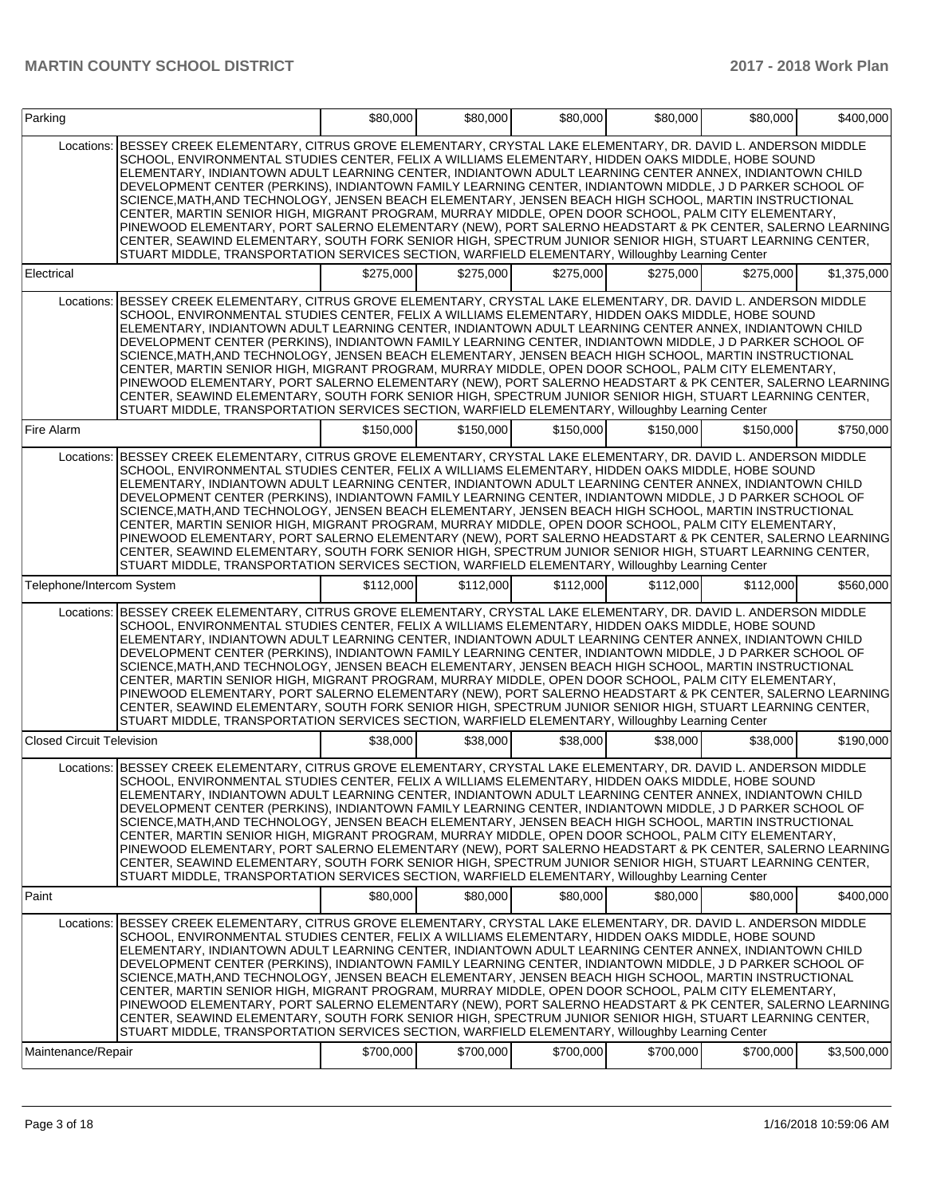| Parking | | $80,000 | $80,000 | $80,000 | $80,000 | $80,000 | $400,000 |
|---|---|---|---|---|---|---|---|
| | Locations: | BESSEY CREEK ELEMENTARY, CITRUS GROVE ELEMENTARY, CRYSTAL LAKE ELEMENTARY, DR. DAVID L. ANDERSON MIDDLE SCHOOL, ENVIRONMENTAL STUDIES CENTER, FELIX A WILLIAMS ELEMENTARY, HIDDEN OAKS MIDDLE, HOBE SOUND ELEMENTARY, INDIANTOWN ADULT LEARNING CENTER, INDIANTOWN ADULT LEARNING CENTER ANNEX, INDIANTOWN CHILD DEVELOPMENT CENTER (PERKINS), INDIANTOWN FAMILY LEARNING CENTER, INDIANTOWN MIDDLE, J D PARKER SCHOOL OF SCIENCE,MATH,AND TECHNOLOGY, JENSEN BEACH ELEMENTARY, JENSEN BEACH HIGH SCHOOL, MARTIN INSTRUCTIONAL CENTER, MARTIN SENIOR HIGH, MIGRANT PROGRAM, MURRAY MIDDLE, OPEN DOOR SCHOOL, PALM CITY ELEMENTARY, PINEWOOD ELEMENTARY, PORT SALERNO ELEMENTARY (NEW), PORT SALERNO HEADSTART & PK CENTER, SALERNO LEARNING CENTER, SEAWIND ELEMENTARY, SOUTH FORK SENIOR HIGH, SPECTRUM JUNIOR SENIOR HIGH, STUART LEARNING CENTER, STUART MIDDLE, TRANSPORTATION SERVICES SECTION, WARFIELD ELEMENTARY, Willoughby Learning Center | | | | | |
| Electrical | | $275,000 | $275,000 | $275,000 | $275,000 | $275,000 | $1,375,000 |
| | Locations: | BESSEY CREEK ELEMENTARY, CITRUS GROVE ELEMENTARY, CRYSTAL LAKE ELEMENTARY, DR. DAVID L. ANDERSON MIDDLE SCHOOL, ENVIRONMENTAL STUDIES CENTER, FELIX A WILLIAMS ELEMENTARY, HIDDEN OAKS MIDDLE, HOBE SOUND ELEMENTARY, INDIANTOWN ADULT LEARNING CENTER, INDIANTOWN ADULT LEARNING CENTER ANNEX, INDIANTOWN CHILD DEVELOPMENT CENTER (PERKINS), INDIANTOWN FAMILY LEARNING CENTER, INDIANTOWN MIDDLE, J D PARKER SCHOOL OF SCIENCE,MATH,AND TECHNOLOGY, JENSEN BEACH ELEMENTARY, JENSEN BEACH HIGH SCHOOL, MARTIN INSTRUCTIONAL CENTER, MARTIN SENIOR HIGH, MIGRANT PROGRAM, MURRAY MIDDLE, OPEN DOOR SCHOOL, PALM CITY ELEMENTARY, PINEWOOD ELEMENTARY, PORT SALERNO ELEMENTARY (NEW), PORT SALERNO HEADSTART & PK CENTER, SALERNO LEARNING CENTER, SEAWIND ELEMENTARY, SOUTH FORK SENIOR HIGH, SPECTRUM JUNIOR SENIOR HIGH, STUART LEARNING CENTER, STUART MIDDLE, TRANSPORTATION SERVICES SECTION, WARFIELD ELEMENTARY, Willoughby Learning Center | | | | | |
| Fire Alarm | | $150,000 | $150,000 | $150,000 | $150,000 | $150,000 | $750,000 |
| | Locations: | BESSEY CREEK ELEMENTARY, CITRUS GROVE ELEMENTARY, CRYSTAL LAKE ELEMENTARY, DR. DAVID L. ANDERSON MIDDLE SCHOOL, ENVIRONMENTAL STUDIES CENTER, FELIX A WILLIAMS ELEMENTARY, HIDDEN OAKS MIDDLE, HOBE SOUND ELEMENTARY, INDIANTOWN ADULT LEARNING CENTER, INDIANTOWN ADULT LEARNING CENTER ANNEX, INDIANTOWN CHILD DEVELOPMENT CENTER (PERKINS), INDIANTOWN FAMILY LEARNING CENTER, INDIANTOWN MIDDLE, J D PARKER SCHOOL OF SCIENCE,MATH,AND TECHNOLOGY, JENSEN BEACH ELEMENTARY, JENSEN BEACH HIGH SCHOOL, MARTIN INSTRUCTIONAL CENTER, MARTIN SENIOR HIGH, MIGRANT PROGRAM, MURRAY MIDDLE, OPEN DOOR SCHOOL, PALM CITY ELEMENTARY, PINEWOOD ELEMENTARY, PORT SALERNO ELEMENTARY (NEW), PORT SALERNO HEADSTART & PK CENTER, SALERNO LEARNING CENTER, SEAWIND ELEMENTARY, SOUTH FORK SENIOR HIGH, SPECTRUM JUNIOR SENIOR HIGH, STUART LEARNING CENTER, STUART MIDDLE, TRANSPORTATION SERVICES SECTION, WARFIELD ELEMENTARY, Willoughby Learning Center | | | | | |
| Telephone/Intercom System | | $112,000 | $112,000 | $112,000 | $112,000 | $112,000 | $560,000 |
| | Locations: | BESSEY CREEK ELEMENTARY, CITRUS GROVE ELEMENTARY, CRYSTAL LAKE ELEMENTARY, DR. DAVID L. ANDERSON MIDDLE SCHOOL, ENVIRONMENTAL STUDIES CENTER, FELIX A WILLIAMS ELEMENTARY, HIDDEN OAKS MIDDLE, HOBE SOUND ELEMENTARY, INDIANTOWN ADULT LEARNING CENTER, INDIANTOWN ADULT LEARNING CENTER ANNEX, INDIANTOWN CHILD DEVELOPMENT CENTER (PERKINS), INDIANTOWN FAMILY LEARNING CENTER, INDIANTOWN MIDDLE, J D PARKER SCHOOL OF SCIENCE,MATH,AND TECHNOLOGY, JENSEN BEACH ELEMENTARY, JENSEN BEACH HIGH SCHOOL, MARTIN INSTRUCTIONAL CENTER, MARTIN SENIOR HIGH, MIGRANT PROGRAM, MURRAY MIDDLE, OPEN DOOR SCHOOL, PALM CITY ELEMENTARY, PINEWOOD ELEMENTARY, PORT SALERNO ELEMENTARY (NEW), PORT SALERNO HEADSTART & PK CENTER, SALERNO LEARNING CENTER, SEAWIND ELEMENTARY, SOUTH FORK SENIOR HIGH, SPECTRUM JUNIOR SENIOR HIGH, STUART LEARNING CENTER, STUART MIDDLE, TRANSPORTATION SERVICES SECTION, WARFIELD ELEMENTARY, Willoughby Learning Center | | | | | |
| Closed Circuit Television | | $38,000 | $38,000 | $38,000 | $38,000 | $38,000 | $190,000 |
| | Locations: | BESSEY CREEK ELEMENTARY, CITRUS GROVE ELEMENTARY, CRYSTAL LAKE ELEMENTARY, DR. DAVID L. ANDERSON MIDDLE SCHOOL, ENVIRONMENTAL STUDIES CENTER, FELIX A WILLIAMS ELEMENTARY, HIDDEN OAKS MIDDLE, HOBE SOUND ELEMENTARY, INDIANTOWN ADULT LEARNING CENTER, INDIANTOWN ADULT LEARNING CENTER ANNEX, INDIANTOWN CHILD DEVELOPMENT CENTER (PERKINS), INDIANTOWN FAMILY LEARNING CENTER, INDIANTOWN MIDDLE, J D PARKER SCHOOL OF SCIENCE,MATH,AND TECHNOLOGY, JENSEN BEACH ELEMENTARY, JENSEN BEACH HIGH SCHOOL, MARTIN INSTRUCTIONAL CENTER, MARTIN SENIOR HIGH, MIGRANT PROGRAM, MURRAY MIDDLE, OPEN DOOR SCHOOL, PALM CITY ELEMENTARY, PINEWOOD ELEMENTARY, PORT SALERNO ELEMENTARY (NEW), PORT SALERNO HEADSTART & PK CENTER, SALERNO LEARNING CENTER, SEAWIND ELEMENTARY, SOUTH FORK SENIOR HIGH, SPECTRUM JUNIOR SENIOR HIGH, STUART LEARNING CENTER, STUART MIDDLE, TRANSPORTATION SERVICES SECTION, WARFIELD ELEMENTARY, Willoughby Learning Center | | | | | |
| Paint | | $80,000 | $80,000 | $80,000 | $80,000 | $80,000 | $400,000 |
| | Locations: | BESSEY CREEK ELEMENTARY, CITRUS GROVE ELEMENTARY, CRYSTAL LAKE ELEMENTARY, DR. DAVID L. ANDERSON MIDDLE SCHOOL, ENVIRONMENTAL STUDIES CENTER, FELIX A WILLIAMS ELEMENTARY, HIDDEN OAKS MIDDLE, HOBE SOUND ELEMENTARY, INDIANTOWN ADULT LEARNING CENTER, INDIANTOWN ADULT LEARNING CENTER ANNEX, INDIANTOWN CHILD DEVELOPMENT CENTER (PERKINS), INDIANTOWN FAMILY LEARNING CENTER, INDIANTOWN MIDDLE, J D PARKER SCHOOL OF SCIENCE,MATH,AND TECHNOLOGY, JENSEN BEACH ELEMENTARY, JENSEN BEACH HIGH SCHOOL, MARTIN INSTRUCTIONAL CENTER, MARTIN SENIOR HIGH, MIGRANT PROGRAM, MURRAY MIDDLE, OPEN DOOR SCHOOL, PALM CITY ELEMENTARY, PINEWOOD ELEMENTARY, PORT SALERNO ELEMENTARY (NEW), PORT SALERNO HEADSTART & PK CENTER, SALERNO LEARNING CENTER, SEAWIND ELEMENTARY, SOUTH FORK SENIOR HIGH, SPECTRUM JUNIOR SENIOR HIGH, STUART LEARNING CENTER, STUART MIDDLE, TRANSPORTATION SERVICES SECTION, WARFIELD ELEMENTARY, Willoughby Learning Center | | | | | |
| Maintenance/Repair | | $700,000 | $700,000 | $700,000 | $700,000 | $700,000 | $3,500,000 |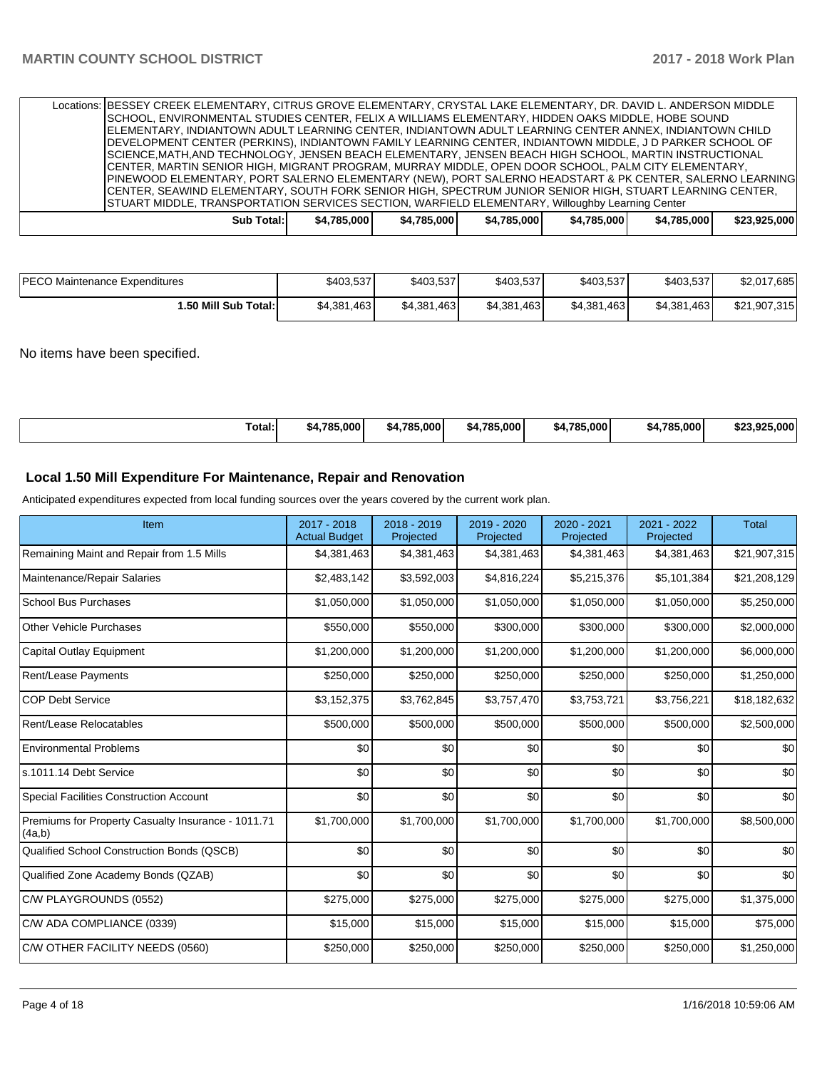| | | | | | | |
|---|---|---|---|---|---|---|
| Locations: BESSEY CREEK ELEMENTARY, CITRUS GROVE ELEMENTARY, CRYSTAL LAKE ELEMENTARY, DR. DAVID L. ANDERSON MIDDLE SCHOOL, ENVIRONMENTAL STUDIES CENTER, FELIX A WILLIAMS ELEMENTARY, HIDDEN OAKS MIDDLE, HOBE SOUND ELEMENTARY, INDIANTOWN ADULT LEARNING CENTER, INDIANTOWN ADULT LEARNING CENTER ANNEX, INDIANTOWN CHILD DEVELOPMENT CENTER (PERKINS), INDIANTOWN FAMILY LEARNING CENTER, INDIANTOWN MIDDLE, J D PARKER SCHOOL OF SCIENCE,MATH,AND TECHNOLOGY, JENSEN BEACH ELEMENTARY, JENSEN BEACH HIGH SCHOOL, MARTIN INSTRUCTIONAL CENTER, MARTIN SENIOR HIGH, MIGRANT PROGRAM, MURRAY MIDDLE, OPEN DOOR SCHOOL, PALM CITY ELEMENTARY, PINEWOOD ELEMENTARY, PORT SALERNO ELEMENTARY (NEW), PORT SALERNO HEADSTART & PK CENTER, SALERNO LEARNING CENTER, SEAWIND ELEMENTARY, SOUTH FORK SENIOR HIGH, SPECTRUM JUNIOR SENIOR HIGH, STUART LEARNING CENTER, STUART MIDDLE, TRANSPORTATION SERVICES SECTION, WARFIELD ELEMENTARY, Willoughby Learning Center | | | | | | |
| **Sub Total:** | **$4,785,000** | **$4,785,000** | **$4,785,000** | **$4,785,000** | **$4,785,000** | **$23,925,000** |

| | | | | | | |
|---|---|---|---|---|---|---|
| PECO Maintenance Expenditures | $403,537 | $403,537 | $403,537 | $403,537 | $403,537 | $2,017,685 |
| **1.50 Mill Sub Total:** | $4,381,463 | $4,381,463 | $4,381,463 | $4,381,463 | $4,381,463 | $21,907,315 |

No items have been specified.

| | | | | | | |
|---|---|---|---|---|---|---|
| **Total:** | **$4,785,000** | **$4,785,000** | **$4,785,000** | **$4,785,000** | **$4,785,000** | **$23,925,000** |

## Local 1.50 Mill Expenditure For Maintenance, Repair and Renovation

Anticipated expenditures expected from local funding sources over the years covered by the current work plan.

| Item | 2017 - 2018 Actual Budget | 2018 - 2019 Projected | 2019 - 2020 Projected | 2020 - 2021 Projected | 2021 - 2022 Projected | Total |
|---|---|---|---|---|---|---|
| Remaining Maint and Repair from 1.5 Mills | $4,381,463 | $4,381,463 | $4,381,463 | $4,381,463 | $4,381,463 | $21,907,315 |
| Maintenance/Repair Salaries | $2,483,142 | $3,592,003 | $4,816,224 | $5,215,376 | $5,101,384 | $21,208,129 |
| School Bus Purchases | $1,050,000 | $1,050,000 | $1,050,000 | $1,050,000 | $1,050,000 | $5,250,000 |
| Other Vehicle Purchases | $550,000 | $550,000 | $300,000 | $300,000 | $300,000 | $2,000,000 |
| Capital Outlay Equipment | $1,200,000 | $1,200,000 | $1,200,000 | $1,200,000 | $1,200,000 | $6,000,000 |
| Rent/Lease Payments | $250,000 | $250,000 | $250,000 | $250,000 | $250,000 | $1,250,000 |
| COP Debt Service | $3,152,375 | $3,762,845 | $3,757,470 | $3,753,721 | $3,756,221 | $18,182,632 |
| Rent/Lease Relocatables | $500,000 | $500,000 | $500,000 | $500,000 | $500,000 | $2,500,000 |
| Environmental Problems | $0 | $0 | $0 | $0 | $0 | $0 |
| s.1011.14 Debt Service | $0 | $0 | $0 | $0 | $0 | $0 |
| Special Facilities Construction Account | $0 | $0 | $0 | $0 | $0 | $0 |
| Premiums for Property Casualty Insurance - 1011.71 (4a,b) | $1,700,000 | $1,700,000 | $1,700,000 | $1,700,000 | $1,700,000 | $8,500,000 |
| Qualified School Construction Bonds (QSCB) | $0 | $0 | $0 | $0 | $0 | $0 |
| Qualified Zone Academy Bonds (QZAB) | $0 | $0 | $0 | $0 | $0 | $0 |
| C/W PLAYGROUNDS (0552) | $275,000 | $275,000 | $275,000 | $275,000 | $275,000 | $1,375,000 |
| C/W ADA COMPLIANCE (0339) | $15,000 | $15,000 | $15,000 | $15,000 | $15,000 | $75,000 |
| C/W OTHER FACILITY NEEDS (0560) | $250,000 | $250,000 | $250,000 | $250,000 | $250,000 | $1,250,000 |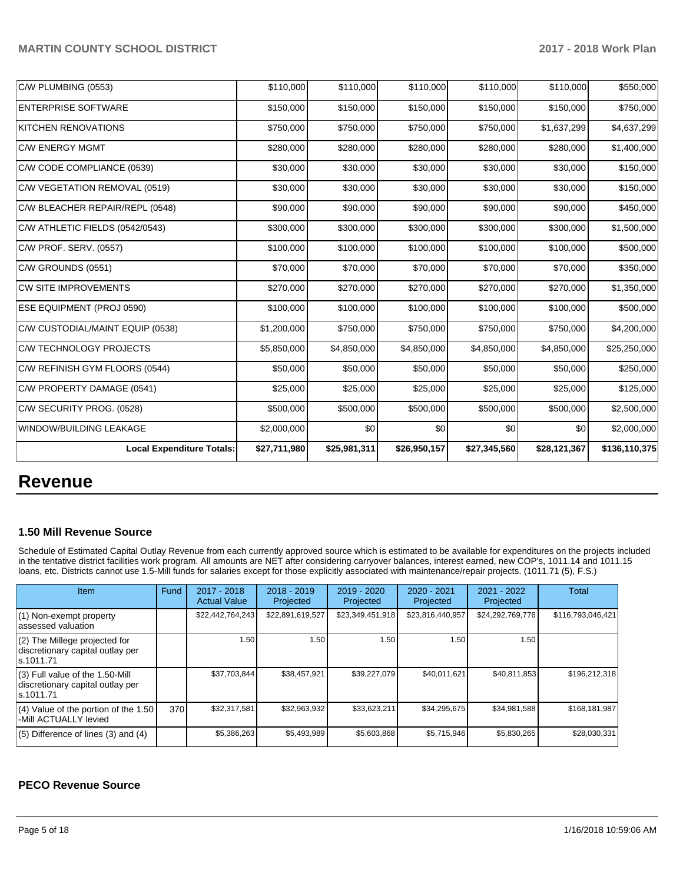| C/W PLUMBING (0553) | $110,000 | $110,000 | $110,000 | $110,000 | $110,000 | $550,000 |
|---|---|---|---|---|---|---|
| ENTERPRISE SOFTWARE | $150,000 | $150,000 | $150,000 | $150,000 | $150,000 | $750,000 |
| KITCHEN RENOVATIONS | $750,000 | $750,000 | $750,000 | $750,000 | $1,637,299 | $4,637,299 |
| C/W ENERGY MGMT | $280,000 | $280,000 | $280,000 | $280,000 | $280,000 | $1,400,000 |
| C/W CODE COMPLIANCE (0539) | $30,000 | $30,000 | $30,000 | $30,000 | $30,000 | $150,000 |
| C/W VEGETATION REMOVAL (0519) | $30,000 | $30,000 | $30,000 | $30,000 | $30,000 | $150,000 |
| C/W BLEACHER REPAIR/REPL (0548) | $90,000 | $90,000 | $90,000 | $90,000 | $90,000 | $450,000 |
| C/W ATHLETIC FIELDS (0542/0543) | $300,000 | $300,000 | $300,000 | $300,000 | $300,000 | $1,500,000 |
| C/W PROF. SERV. (0557) | $100,000 | $100,000 | $100,000 | $100,000 | $100,000 | $500,000 |
| C/W GROUNDS (0551) | $70,000 | $70,000 | $70,000 | $70,000 | $70,000 | $350,000 |
| CW SITE IMPROVEMENTS | $270,000 | $270,000 | $270,000 | $270,000 | $270,000 | $1,350,000 |
| ESE EQUIPMENT (PROJ 0590) | $100,000 | $100,000 | $100,000 | $100,000 | $100,000 | $500,000 |
| C/W CUSTODIAL/MAINT EQUIP (0538) | $1,200,000 | $750,000 | $750,000 | $750,000 | $750,000 | $4,200,000 |
| C/W TECHNOLOGY PROJECTS | $5,850,000 | $4,850,000 | $4,850,000 | $4,850,000 | $4,850,000 | $25,250,000 |
| C/W REFINISH GYM FLOORS (0544) | $50,000 | $50,000 | $50,000 | $50,000 | $50,000 | $250,000 |
| C/W PROPERTY DAMAGE (0541) | $25,000 | $25,000 | $25,000 | $25,000 | $25,000 | $125,000 |
| C/W SECURITY PROG. (0528) | $500,000 | $500,000 | $500,000 | $500,000 | $500,000 | $2,500,000 |
| WINDOW/BUILDING LEAKAGE | $2,000,000 | $0 | $0 | $0 | $0 | $2,000,000 |
| **Local Expenditure Totals:** | **$27,711,980** | **$25,981,311** | **$26,950,157** | **$27,345,560** | **$28,121,367** | **$136,110,375** |

# Revenue

### 1.50 Mill Revenue Source

Schedule of Estimated Capital Outlay Revenue from each currently approved source which is estimated to be available for expenditures on the projects included in the tentative district facilities work program. All amounts are NET after considering carryover balances, interest earned, new COP's, 1011.14 and 1011.15 loans, etc. Districts cannot use 1.5-Mill funds for salaries except for those explicitly associated with maintenance/repair projects. (1011.71 (5), F.S.)

| Item | Fund | 2017 - 2018 Actual Value | 2018 - 2019 Projected | 2019 - 2020 Projected | 2020 - 2021 Projected | 2021 - 2022 Projected | Total |
|---|---|---|---|---|---|---|---|
| (1) Non-exempt property assessed valuation | | $22,442,764,243 | $22,891,619,527 | $23,349,451,918 | $23,816,440,957 | $24,292,769,776 | $116,793,046,421 |
| (2) The Millege projected for discretionary capital outlay per s.1011.71 | | 1.50 | 1.50 | 1.50 | 1.50 | 1.50 | |
| (3) Full value of the 1.50-Mill discretionary capital outlay per s.1011.71 | | $37,703,844 | $38,457,921 | $39,227,079 | $40,011,621 | $40,811,853 | $196,212,318 |
| (4) Value of the portion of the 1.50 -Mill ACTUALLY levied | 370 | $32,317,581 | $32,963,932 | $33,623,211 | $34,295,675 | $34,981,588 | $168,181,987 |
| (5) Difference of lines (3) and (4) | | $5,386,263 | $5,493,989 | $5,603,868 | $5,715,946 | $5,830,265 | $28,030,331 |

### PECO Revenue Source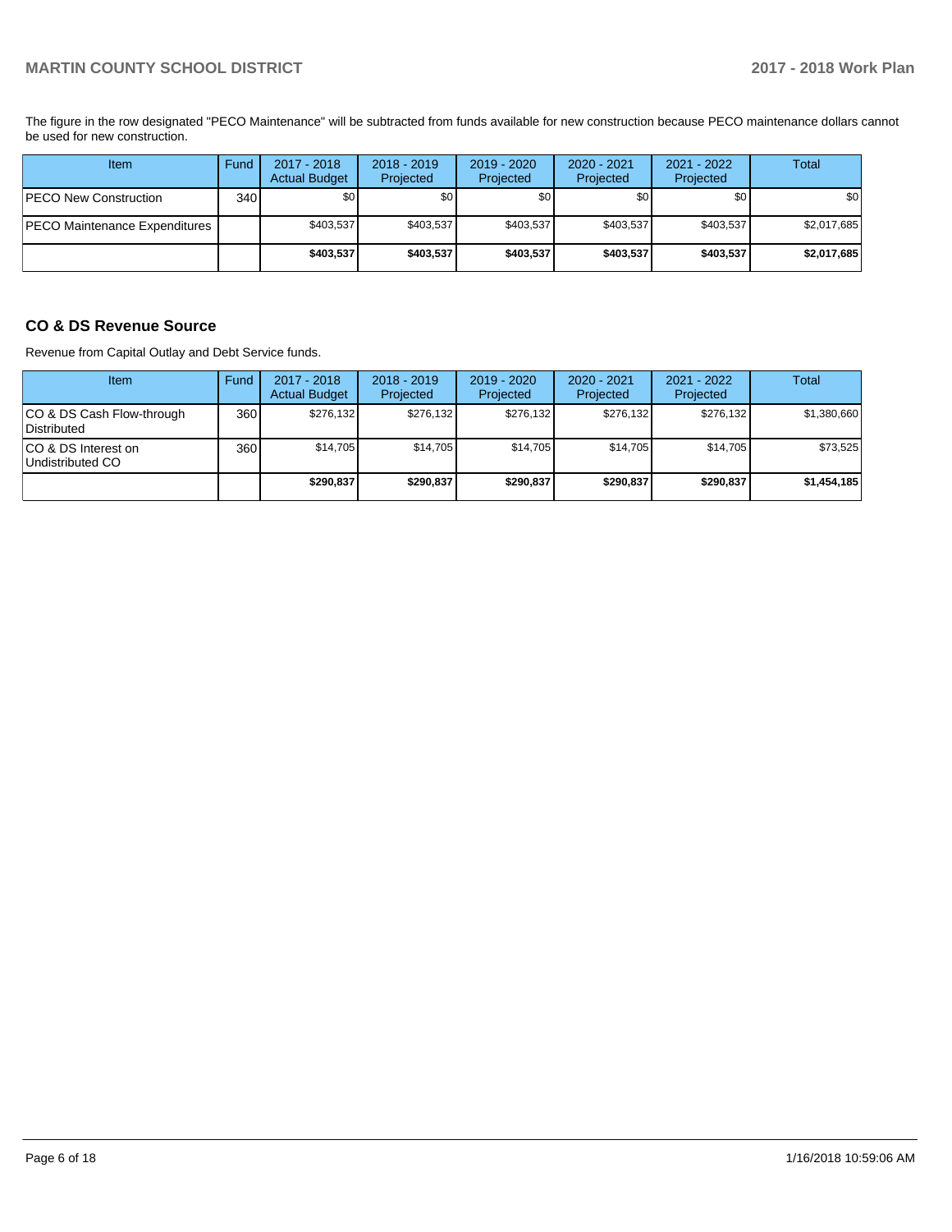The figure in the row designated "PECO Maintenance" will be subtracted from funds available for new construction because PECO maintenance dollars cannot be used for new construction.

| Item | Fund | 2017 - 2018 Actual Budget | 2018 - 2019 Projected | 2019 - 2020 Projected | 2020 - 2021 Projected | 2021 - 2022 Projected | Total |
|---|---|---|---|---|---|---|---|
| PECO New Construction | 340 | $0 | $0 | $0 | $0 | $0 | $0 |
| PECO Maintenance Expenditures | | $403,537 | $403,537 | $403,537 | $403,537 | $403,537 | $2,017,685 |
| | | **$403,537** | **$403,537** | **$403,537** | **$403,537** | **$403,537** | **$2,017,685** |

## CO & DS Revenue Source

Revenue from Capital Outlay and Debt Service funds.

| Item | Fund | 2017 - 2018 Actual Budget | 2018 - 2019 Projected | 2019 - 2020 Projected | 2020 - 2021 Projected | 2021 - 2022 Projected | Total |
|---|---|---|---|---|---|---|---|
| CO & DS Cash Flow-through Distributed | 360 | $276,132 | $276,132 | $276,132 | $276,132 | $276,132 | $1,380,660 |
| CO & DS Interest on Undistributed CO | 360 | $14,705 | $14,705 | $14,705 | $14,705 | $14,705 | $73,525 |
| | | **$290,837** | **$290,837** | **$290,837** | **$290,837** | **$290,837** | **$1,454,185** |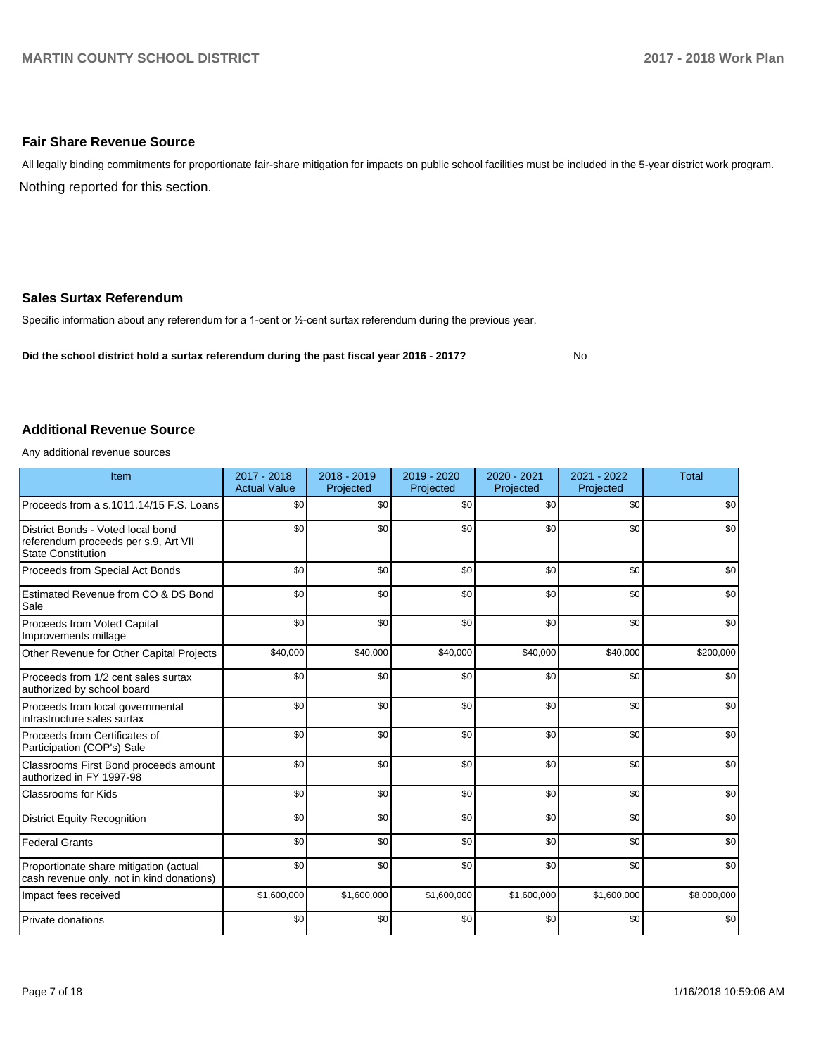### Fair Share Revenue Source

All legally binding commitments for proportionate fair-share mitigation for impacts on public school facilities must be included in the 5-year district work program.

Nothing reported for this section.

### Sales Surtax Referendum

Specific information about any referendum for a 1-cent or ½-cent surtax referendum during the previous year.

**Did the school district hold a surtax referendum during the past fiscal year 2016 - 2017?** No

### Additional Revenue Source

Any additional revenue sources

| Item | 2017 - 2018 Actual Value | 2018 - 2019 Projected | 2019 - 2020 Projected | 2020 - 2021 Projected | 2021 - 2022 Projected | Total |
|---|---|---|---|---|---|---|
| Proceeds from a s.1011.14/15 F.S. Loans | $0 | $0 | $0 | $0 | $0 | $0 |
| District Bonds - Voted local bond referendum proceeds per s.9, Art VII State Constitution | $0 | $0 | $0 | $0 | $0 | $0 |
| Proceeds from Special Act Bonds | $0 | $0 | $0 | $0 | $0 | $0 |
| Estimated Revenue from CO & DS Bond Sale | $0 | $0 | $0 | $0 | $0 | $0 |
| Proceeds from Voted Capital Improvements millage | $0 | $0 | $0 | $0 | $0 | $0 |
| Other Revenue for Other Capital Projects | $40,000 | $40,000 | $40,000 | $40,000 | $40,000 | $200,000 |
| Proceeds from 1/2 cent sales surtax authorized by school board | $0 | $0 | $0 | $0 | $0 | $0 |
| Proceeds from local governmental infrastructure sales surtax | $0 | $0 | $0 | $0 | $0 | $0 |
| Proceeds from Certificates of Participation (COP's) Sale | $0 | $0 | $0 | $0 | $0 | $0 |
| Classrooms First Bond proceeds amount authorized in FY 1997-98 | $0 | $0 | $0 | $0 | $0 | $0 |
| Classrooms for Kids | $0 | $0 | $0 | $0 | $0 | $0 |
| District Equity Recognition | $0 | $0 | $0 | $0 | $0 | $0 |
| Federal Grants | $0 | $0 | $0 | $0 | $0 | $0 |
| Proportionate share mitigation (actual cash revenue only, not in kind donations) | $0 | $0 | $0 | $0 | $0 | $0 |
| Impact fees received | $1,600,000 | $1,600,000 | $1,600,000 | $1,600,000 | $1,600,000 | $8,000,000 |
| Private donations | $0 | $0 | $0 | $0 | $0 | $0 |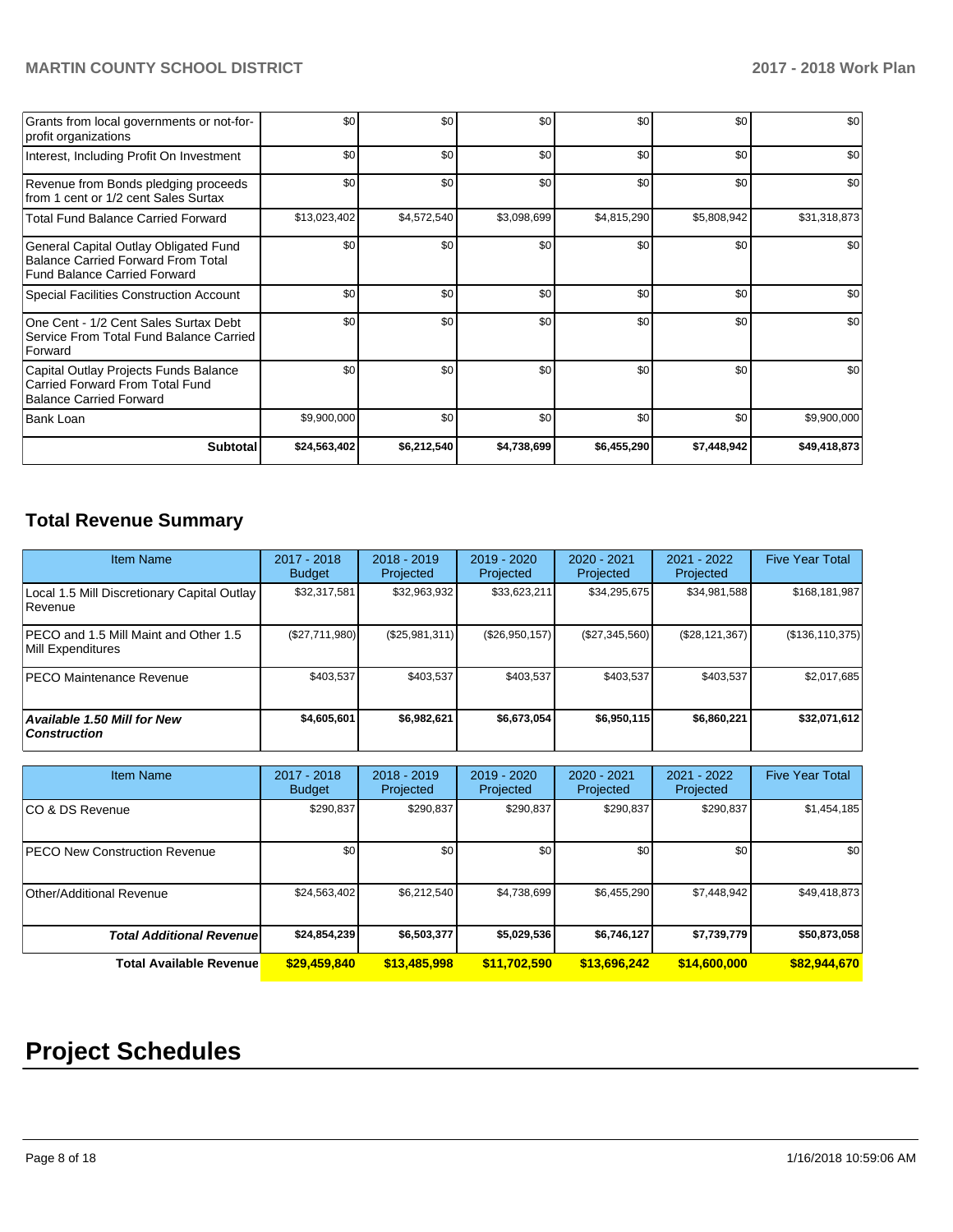| | | | | | | |
|---|---|---|---|---|---|---|
| Grants from local governments or not-for-profit organizations | $0 | $0 | $0 | $0 | $0 | $0 |
| Interest, Including Profit On Investment | $0 | $0 | $0 | $0 | $0 | $0 |
| Revenue from Bonds pledging proceeds from 1 cent or 1/2 cent Sales Surtax | $0 | $0 | $0 | $0 | $0 | $0 |
| Total Fund Balance Carried Forward | $13,023,402 | $4,572,540 | $3,098,699 | $4,815,290 | $5,808,942 | $31,318,873 |
| General Capital Outlay Obligated Fund Balance Carried Forward From Total Fund Balance Carried Forward | $0 | $0 | $0 | $0 | $0 | $0 |
| Special Facilities Construction Account | $0 | $0 | $0 | $0 | $0 | $0 |
| One Cent - 1/2 Cent Sales Surtax Debt Service From Total Fund Balance Carried Forward | $0 | $0 | $0 | $0 | $0 | $0 |
| Capital Outlay Projects Funds Balance Carried Forward From Total Fund Balance Carried Forward | $0 | $0 | $0 | $0 | $0 | $0 |
| Bank Loan | $9,900,000 | $0 | $0 | $0 | $0 | $9,900,000 |
| **Subtotal** | **$24,563,402** | **$6,212,540** | **$4,738,699** | **$6,455,290** | **$7,448,942** | **$49,418,873** |

## Total Revenue Summary

| Item Name | 2017 - 2018 Budget | 2018 - 2019 Projected | 2019 - 2020 Projected | 2020 - 2021 Projected | 2021 - 2022 Projected | Five Year Total |
|---|---|---|---|---|---|---|
| Local 1.5 Mill Discretionary Capital Outlay Revenue | $32,317,581 | $32,963,932 | $33,623,211 | $34,295,675 | $34,981,588 | $168,181,987 |
| PECO and 1.5 Mill Maint and Other 1.5 Mill Expenditures | ($27,711,980) | ($25,981,311) | ($26,950,157) | ($27,345,560) | ($28,121,367) | ($136,110,375) |
| PECO Maintenance Revenue | $403,537 | $403,537 | $403,537 | $403,537 | $403,537 | $2,017,685 |
| ***Available 1.50 Mill for New Construction*** | **$4,605,601** | **$6,982,621** | **$6,673,054** | **$6,950,115** | **$6,860,221** | **$32,071,612** |

| Item Name | 2017 - 2018 Budget | 2018 - 2019 Projected | 2019 - 2020 Projected | 2020 - 2021 Projected | 2021 - 2022 Projected | Five Year Total |
|---|---|---|---|---|---|---|
| CO & DS Revenue | $290,837 | $290,837 | $290,837 | $290,837 | $290,837 | $1,454,185 |
| PECO New Construction Revenue | $0 | $0 | $0 | $0 | $0 | $0 |
| Other/Additional Revenue | $24,563,402 | $6,212,540 | $4,738,699 | $6,455,290 | $7,448,942 | $49,418,873 |
| ***Total Additional Revenue*** | **$24,854,239** | **$6,503,377** | **$5,029,536** | **$6,746,127** | **$7,739,779** | **$50,873,058** |
| **Total Available Revenue** | **$29,459,840** | **$13,485,998** | **$11,702,590** | **$13,696,242** | **$14,600,000** | **$82,944,670** |

# Project Schedules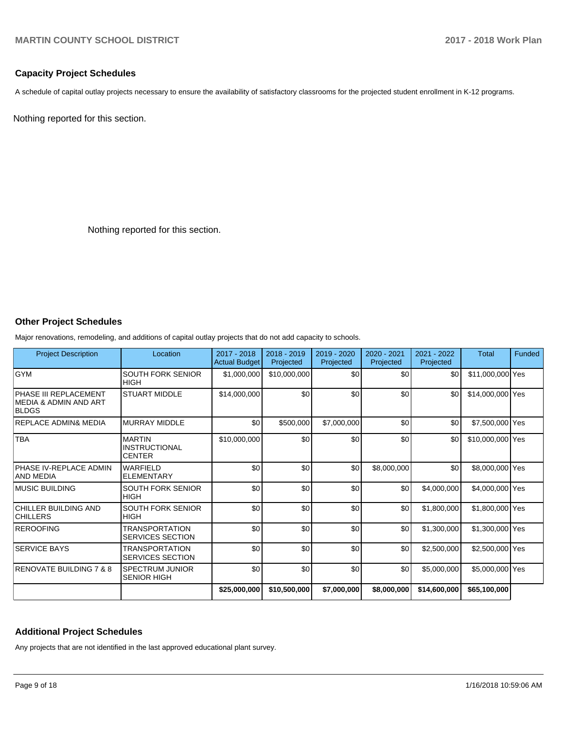## Capacity Project Schedules

A schedule of capital outlay projects necessary to ensure the availability of satisfactory classrooms for the projected student enrollment in K-12 programs.

Nothing reported for this section.

Nothing reported for this section.

## Other Project Schedules

Major renovations, remodeling, and additions of capital outlay projects that do not add capacity to schools.

| Project Description | Location | 2017 - 2018 Actual Budget | 2018 - 2019 Projected | 2019 - 2020 Projected | 2020 - 2021 Projected | 2021 - 2022 Projected | Total | Funded |
|---|---|---|---|---|---|---|---|---|
| GYM | SOUTH FORK SENIOR HIGH | $1,000,000 | $10,000,000 | $0 | $0 | $0 | $11,000,000 | Yes |
| PHASE III REPLACEMENT MEDIA & ADMIN AND ART BLDGS | STUART MIDDLE | $14,000,000 | $0 | $0 | $0 | $0 | $14,000,000 | Yes |
| REPLACE ADMIN& MEDIA | MURRAY MIDDLE | $0 | $500,000 | $7,000,000 | $0 | $0 | $7,500,000 | Yes |
| TBA | MARTIN INSTRUCTIONAL CENTER | $10,000,000 | $0 | $0 | $0 | $0 | $10,000,000 | Yes |
| PHASE IV-REPLACE ADMIN AND MEDIA | WARFIELD ELEMENTARY | $0 | $0 | $0 | $8,000,000 | $0 | $8,000,000 | Yes |
| MUSIC BUILDING | SOUTH FORK SENIOR HIGH | $0 | $0 | $0 | $0 | $4,000,000 | $4,000,000 | Yes |
| CHILLER BUILDING AND CHILLERS | SOUTH FORK SENIOR HIGH | $0 | $0 | $0 | $0 | $1,800,000 | $1,800,000 | Yes |
| REROOFING | TRANSPORTATION SERVICES SECTION | $0 | $0 | $0 | $0 | $1,300,000 | $1,300,000 | Yes |
| SERVICE BAYS | TRANSPORTATION SERVICES SECTION | $0 | $0 | $0 | $0 | $2,500,000 | $2,500,000 | Yes |
| RENOVATE BUILDING 7 & 8 | SPECTRUM JUNIOR SENIOR HIGH | $0 | $0 | $0 | $0 | $5,000,000 | $5,000,000 | Yes |
| | | $25,000,000 | $10,500,000 | $7,000,000 | $8,000,000 | $14,600,000 | $65,100,000 | |

## Additional Project Schedules

Any projects that are not identified in the last approved educational plant survey.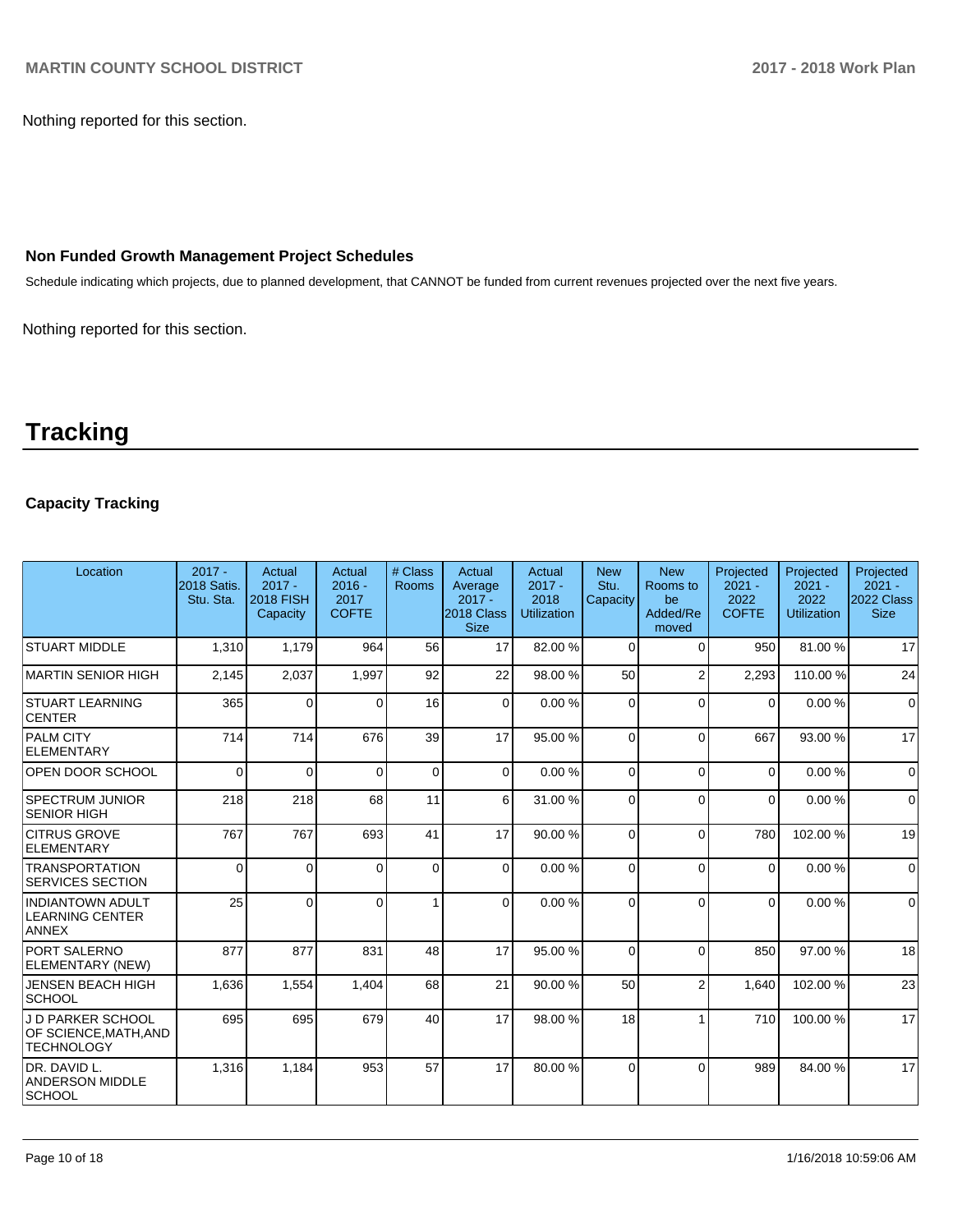Nothing reported for this section.

### Non Funded Growth Management Project Schedules

Schedule indicating which projects, due to planned development, that CANNOT be funded from current revenues projected over the next five years.

Nothing reported for this section.

# Tracking

### Capacity Tracking

| Location | 2017 - 2018 Satis. Stu. Sta. | Actual 2017 - 2018 FISH Capacity | Actual 2016 - 2017 COFTE | # Class Rooms | Actual Average 2017 - 2018 Class Size | Actual 2017 - 2018 Utilization | New Stu. Capacity | New Rooms to be Added/Removed | Projected 2021 - 2022 COFTE | Projected 2021 - 2022 Utilization | Projected 2021 - 2022 Class Size |
|---|---|---|---|---|---|---|---|---|---|---|---|
| STUART MIDDLE | 1,310 | 1,179 | 964 | 56 | 17 | 82.00 % | 0 | 0 | 950 | 81.00 % | 17 |
| MARTIN SENIOR HIGH | 2,145 | 2,037 | 1,997 | 92 | 22 | 98.00 % | 50 | 2 | 2,293 | 110.00 % | 24 |
| STUART LEARNING CENTER | 365 | 0 | 0 | 16 | 0 | 0.00 % | 0 | 0 | 0 | 0.00 % | 0 |
| PALM CITY ELEMENTARY | 714 | 714 | 676 | 39 | 17 | 95.00 % | 0 | 0 | 667 | 93.00 % | 17 |
| OPEN DOOR SCHOOL | 0 | 0 | 0 | 0 | 0 | 0.00 % | 0 | 0 | 0 | 0.00 % | 0 |
| SPECTRUM JUNIOR SENIOR HIGH | 218 | 218 | 68 | 11 | 6 | 31.00 % | 0 | 0 | 0 | 0.00 % | 0 |
| CITRUS GROVE ELEMENTARY | 767 | 767 | 693 | 41 | 17 | 90.00 % | 0 | 0 | 780 | 102.00 % | 19 |
| TRANSPORTATION SERVICES SECTION | 0 | 0 | 0 | 0 | 0 | 0.00 % | 0 | 0 | 0 | 0.00 % | 0 |
| INDIANTOWN ADULT LEARNING CENTER ANNEX | 25 | 0 | 0 | 1 | 0 | 0.00 % | 0 | 0 | 0 | 0.00 % | 0 |
| PORT SALERNO ELEMENTARY (NEW) | 877 | 877 | 831 | 48 | 17 | 95.00 % | 0 | 0 | 850 | 97.00 % | 18 |
| JENSEN BEACH HIGH SCHOOL | 1,636 | 1,554 | 1,404 | 68 | 21 | 90.00 % | 50 | 2 | 1,640 | 102.00 % | 23 |
| J D PARKER SCHOOL OF SCIENCE,MATH,AND TECHNOLOGY | 695 | 695 | 679 | 40 | 17 | 98.00 % | 18 | 1 | 710 | 100.00 % | 17 |
| DR. DAVID L. ANDERSON MIDDLE SCHOOL | 1,316 | 1,184 | 953 | 57 | 17 | 80.00 % | 0 | 0 | 989 | 84.00 % | 17 |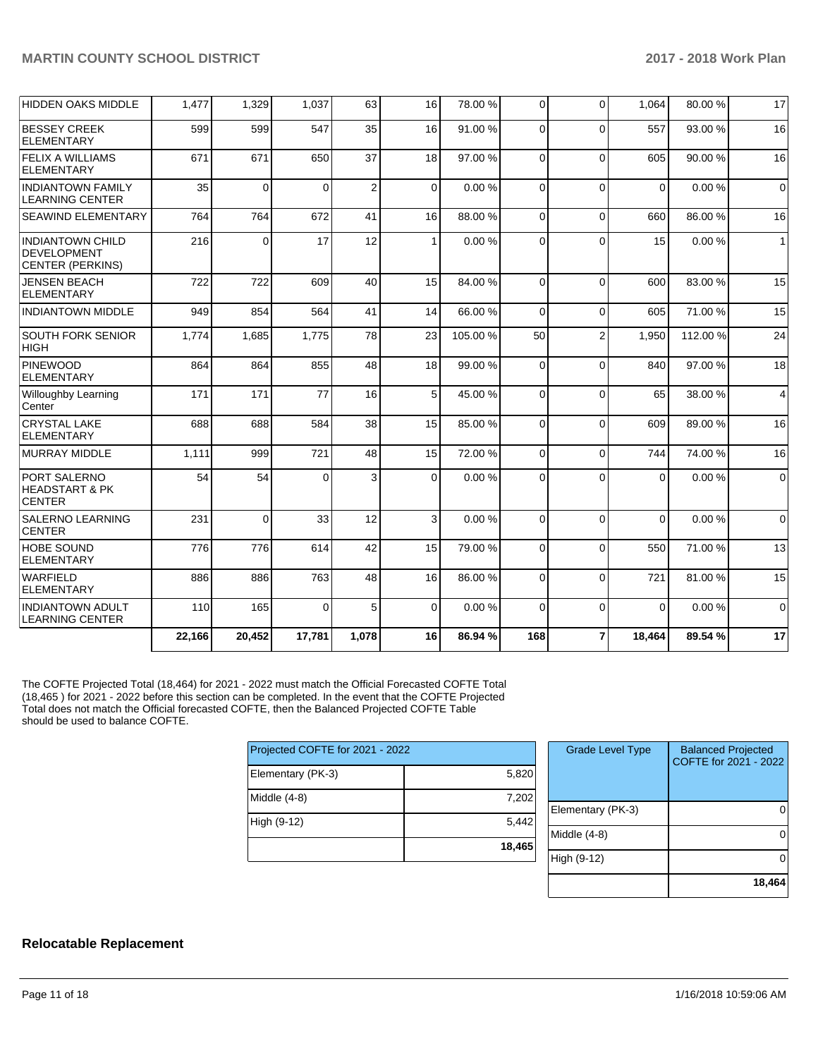| | | | | | | | | | | | |
|---|---|---|---|---|---|---|---|---|---|---|---|
| HIDDEN OAKS MIDDLE | 1,477 | 1,329 | 1,037 | 63 | 16 | 78.00 % | 0 | 0 | 1,064 | 80.00 % | 17 |
| BESSEY CREEK ELEMENTARY | 599 | 599 | 547 | 35 | 16 | 91.00 % | 0 | 0 | 557 | 93.00 % | 16 |
| FELIX A WILLIAMS ELEMENTARY | 671 | 671 | 650 | 37 | 18 | 97.00 % | 0 | 0 | 605 | 90.00 % | 16 |
| INDIANTOWN FAMILY LEARNING CENTER | 35 | 0 | 0 | 2 | 0 | 0.00 % | 0 | 0 | 0 | 0.00 % | 0 |
| SEAWIND ELEMENTARY | 764 | 764 | 672 | 41 | 16 | 88.00 % | 0 | 0 | 660 | 86.00 % | 16 |
| INDIANTOWN CHILD DEVELOPMENT CENTER (PERKINS) | 216 | 0 | 17 | 12 | 1 | 0.00 % | 0 | 0 | 15 | 0.00 % | 1 |
| JENSEN BEACH ELEMENTARY | 722 | 722 | 609 | 40 | 15 | 84.00 % | 0 | 0 | 600 | 83.00 % | 15 |
| INDIANTOWN MIDDLE | 949 | 854 | 564 | 41 | 14 | 66.00 % | 0 | 0 | 605 | 71.00 % | 15 |
| SOUTH FORK SENIOR HIGH | 1,774 | 1,685 | 1,775 | 78 | 23 | 105.00 % | 50 | 2 | 1,950 | 112.00 % | 24 |
| PINEWOOD ELEMENTARY | 864 | 864 | 855 | 48 | 18 | 99.00 % | 0 | 0 | 840 | 97.00 % | 18 |
| Willoughby Learning Center | 171 | 171 | 77 | 16 | 5 | 45.00 % | 0 | 0 | 65 | 38.00 % | 4 |
| CRYSTAL LAKE ELEMENTARY | 688 | 688 | 584 | 38 | 15 | 85.00 % | 0 | 0 | 609 | 89.00 % | 16 |
| MURRAY MIDDLE | 1,111 | 999 | 721 | 48 | 15 | 72.00 % | 0 | 0 | 744 | 74.00 % | 16 |
| PORT SALERNO HEADSTART & PK CENTER | 54 | 54 | 0 | 3 | 0 | 0.00 % | 0 | 0 | 0 | 0.00 % | 0 |
| SALERNO LEARNING CENTER | 231 | 0 | 33 | 12 | 3 | 0.00 % | 0 | 0 | 0 | 0.00 % | 0 |
| HOBE SOUND ELEMENTARY | 776 | 776 | 614 | 42 | 15 | 79.00 % | 0 | 0 | 550 | 71.00 % | 13 |
| WARFIELD ELEMENTARY | 886 | 886 | 763 | 48 | 16 | 86.00 % | 0 | 0 | 721 | 81.00 % | 15 |
| INDIANTOWN ADULT LEARNING CENTER | 110 | 165 | 0 | 5 | 0 | 0.00 % | 0 | 0 | 0 | 0.00 % | 0 |
| | **22,166** | **20,452** | **17,781** | **1,078** | **16** | **86.94 %** | **168** | **7** | **18,464** | **89.54 %** | **17** |

The COFTE Projected Total (18,464) for 2021 - 2022 must match the Official Forecasted COFTE Total (18,465 ) for 2021 - 2022 before this section can be completed. In the event that the COFTE Projected Total does not match the Official forecasted COFTE, then the Balanced Projected COFTE Table should be used to balance COFTE.

| Projected COFTE for 2021 - 2022 | |
|---|---|
| Elementary (PK-3) | 5,820 |
| Middle (4-8) | 7,202 |
| High (9-12) | 5,442 |
| | **18,465** |

| Grade Level Type | Balanced Projected COFTE for 2021 - 2022 |
|---|---|
| Elementary (PK-3) | 0 |
| Middle (4-8) | 0 |
| High (9-12) | 0 |
| | **18,464** |

## Relocatable Replacement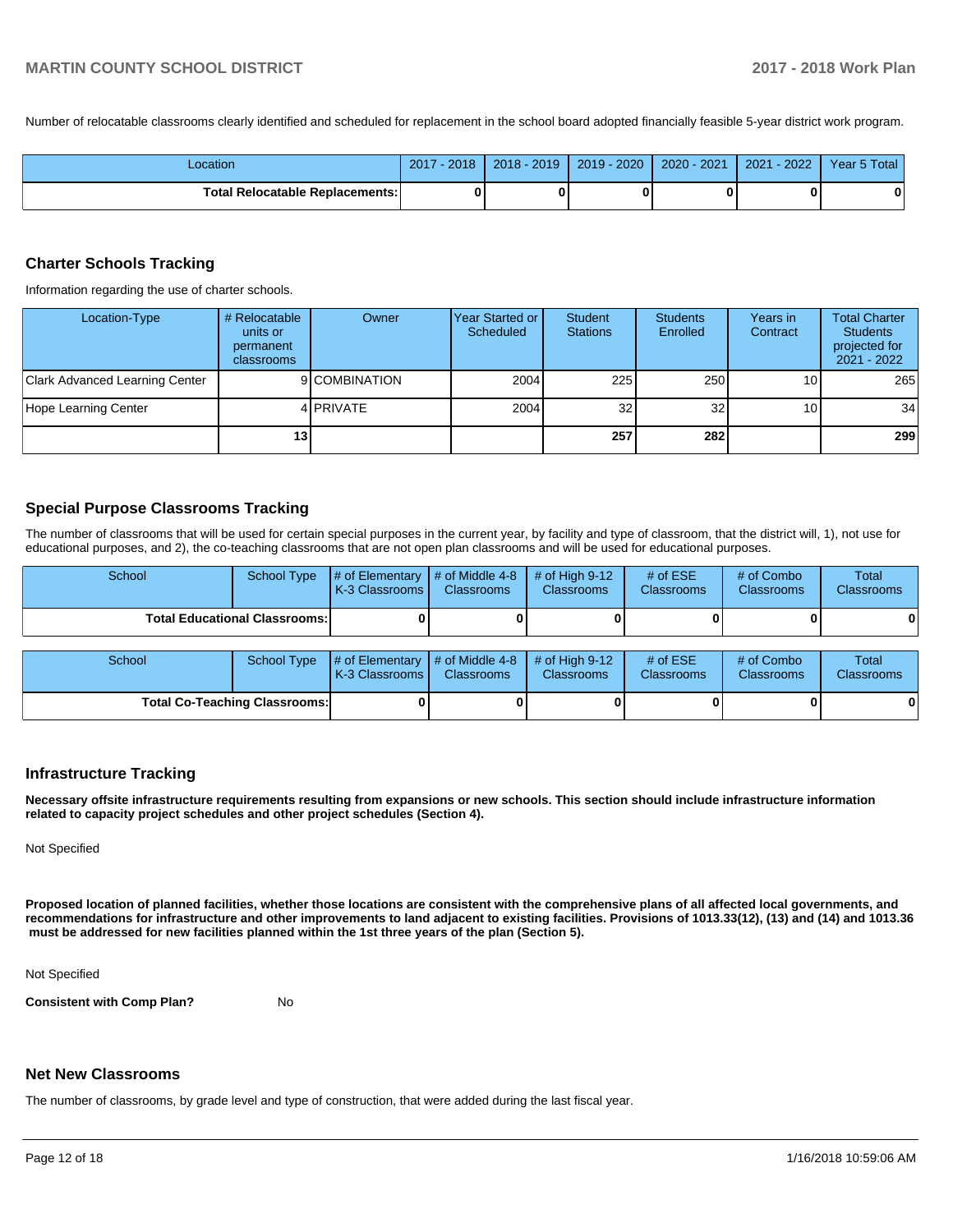Number of relocatable classrooms clearly identified and scheduled for replacement in the school board adopted financially feasible 5-year district work program.

| Location | 2017 - 2018 | 2018 - 2019 | 2019 - 2020 | 2020 - 2021 | 2021 - 2022 | Year 5 Total |
|---|---|---|---|---|---|---|
| **Total Relocatable Replacements:** | **0** | **0** | **0** | **0** | **0** | **0** |

## Charter Schools Tracking

Information regarding the use of charter schools.

| Location-Type | # Relocatable units or permanent classrooms | Owner | Year Started or Scheduled | Student Stations | Students Enrolled | Years in Contract | Total Charter Students projected for 2021 - 2022 |
|---|---|---|---|---|---|---|---|
| Clark Advanced Learning Center | 9 | COMBINATION | 2004 | 225 | 250 | 10 | 265 |
| Hope Learning Center | 4 | PRIVATE | 2004 | 32 | 32 | 10 | 34 |
| | **13** | | | **257** | **282** | | **299** |

## Special Purpose Classrooms Tracking

The number of classrooms that will be used for certain special purposes in the current year, by facility and type of classroom, that the district will, 1), not use for educational purposes, and 2), the co-teaching classrooms that are not open plan classrooms and will be used for educational purposes.

| School | School Type | # of Elementary K-3 Classrooms | # of Middle 4-8 Classrooms | # of High 9-12 Classrooms | # of ESE Classrooms | # of Combo Classrooms | Total Classrooms |
|---|---|---|---|---|---|---|---|
| **Total Educational Classrooms:** | | **0** | **0** | **0** | **0** | **0** | **0** |

| School | School Type | # of Elementary K-3 Classrooms | # of Middle 4-8 Classrooms | # of High 9-12 Classrooms | # of ESE Classrooms | # of Combo Classrooms | Total Classrooms |
|---|---|---|---|---|---|---|---|
| **Total Co-Teaching Classrooms:** | | **0** | **0** | **0** | **0** | **0** | **0** |

## Infrastructure Tracking

**Necessary offsite infrastructure requirements resulting from expansions or new schools. This section should include infrastructure information related to capacity project schedules and other project schedules (Section 4).**

Not Specified

**Proposed location of planned facilities, whether those locations are consistent with the comprehensive plans of all affected local governments, and recommendations for infrastructure and other improvements to land adjacent to existing facilities. Provisions of 1013.33(12), (13) and (14) and 1013.36 must be addressed for new facilities planned within the 1st three years of the plan (Section 5).**

Not Specified

**Consistent with Comp Plan?** No

## Net New Classrooms

The number of classrooms, by grade level and type of construction, that were added during the last fiscal year.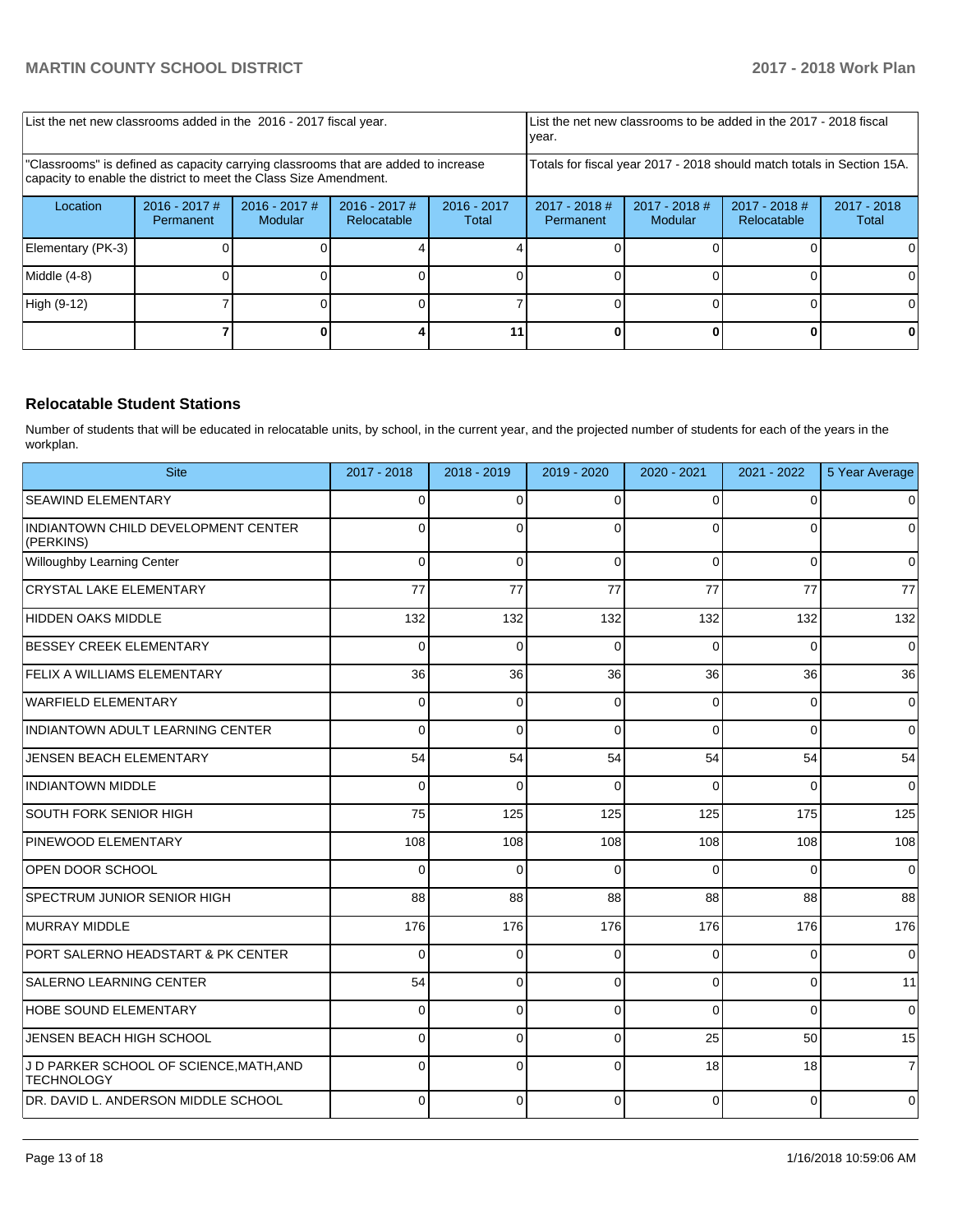| List the net new classrooms added in the 2016 - 2017 fiscal year. | | | | | List the net new classrooms to be added in the 2017 - 2018 fiscal year. | | | |
|---|---|---|---|---|---|---|---|---|
| "Classrooms" is defined as capacity carrying classrooms that are added to increase capacity to enable the district to meet the Class Size Amendment. | | | | | Totals for fiscal year 2017 - 2018 should match totals in Section 15A. | | | |
| Location | 2016 - 2017 # Permanent | 2016 - 2017 # Modular | 2016 - 2017 # Relocatable | 2016 - 2017 Total | 2017 - 2018 # Permanent | 2017 - 2018 # Modular | 2017 - 2018 # Relocatable | 2017 - 2018 Total |
| Elementary (PK-3) | 0 | 0 | 4 | 4 | 0 | 0 | 0 | 0 |
| Middle (4-8) | 0 | 0 | 0 | 0 | 0 | 0 | 0 | 0 |
| High (9-12) | 7 | 0 | 0 | 7 | 0 | 0 | 0 | 0 |
| | **7** | **0** | **4** | **11** | **0** | **0** | **0** | **0** |

## Relocatable Student Stations

Number of students that will be educated in relocatable units, by school, in the current year, and the projected number of students for each of the years in the workplan.

| Site | 2017 - 2018 | 2018 - 2019 | 2019 - 2020 | 2020 - 2021 | 2021 - 2022 | 5 Year Average |
|---|---|---|---|---|---|---|
| SEAWIND ELEMENTARY | 0 | 0 | 0 | 0 | 0 | 0 |
| INDIANTOWN CHILD DEVELOPMENT CENTER (PERKINS) | 0 | 0 | 0 | 0 | 0 | 0 |
| Willoughby Learning Center | 0 | 0 | 0 | 0 | 0 | 0 |
| CRYSTAL LAKE ELEMENTARY | 77 | 77 | 77 | 77 | 77 | 77 |
| HIDDEN OAKS MIDDLE | 132 | 132 | 132 | 132 | 132 | 132 |
| BESSEY CREEK ELEMENTARY | 0 | 0 | 0 | 0 | 0 | 0 |
| FELIX A WILLIAMS ELEMENTARY | 36 | 36 | 36 | 36 | 36 | 36 |
| WARFIELD ELEMENTARY | 0 | 0 | 0 | 0 | 0 | 0 |
| INDIANTOWN ADULT LEARNING CENTER | 0 | 0 | 0 | 0 | 0 | 0 |
| JENSEN BEACH ELEMENTARY | 54 | 54 | 54 | 54 | 54 | 54 |
| INDIANTOWN MIDDLE | 0 | 0 | 0 | 0 | 0 | 0 |
| SOUTH FORK SENIOR HIGH | 75 | 125 | 125 | 125 | 175 | 125 |
| PINEWOOD ELEMENTARY | 108 | 108 | 108 | 108 | 108 | 108 |
| OPEN DOOR SCHOOL | 0 | 0 | 0 | 0 | 0 | 0 |
| SPECTRUM JUNIOR SENIOR HIGH | 88 | 88 | 88 | 88 | 88 | 88 |
| MURRAY MIDDLE | 176 | 176 | 176 | 176 | 176 | 176 |
| PORT SALERNO HEADSTART & PK CENTER | 0 | 0 | 0 | 0 | 0 | 0 |
| SALERNO LEARNING CENTER | 54 | 0 | 0 | 0 | 0 | 11 |
| HOBE SOUND ELEMENTARY | 0 | 0 | 0 | 0 | 0 | 0 |
| JENSEN BEACH HIGH SCHOOL | 0 | 0 | 0 | 25 | 50 | 15 |
| J D PARKER SCHOOL OF SCIENCE,MATH,AND TECHNOLOGY | 0 | 0 | 0 | 18 | 18 | 7 |
| DR. DAVID L. ANDERSON MIDDLE SCHOOL | 0 | 0 | 0 | 0 | 0 | 0 |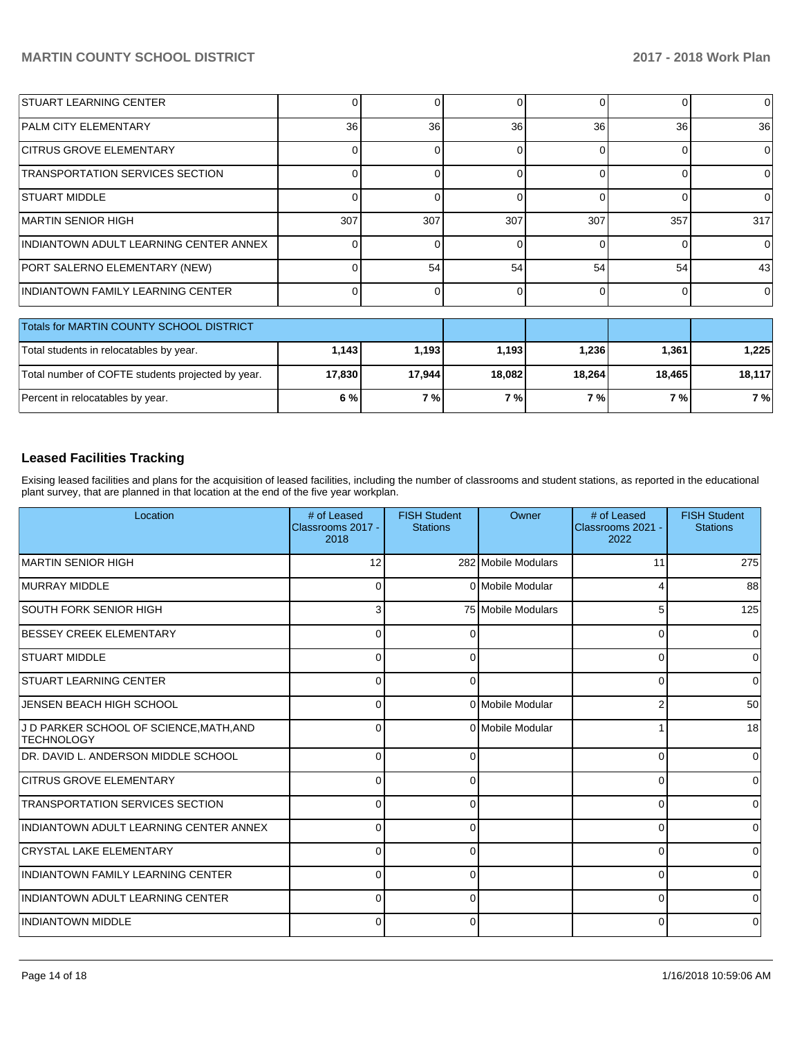| | | | | | | |
|---|---|---|---|---|---|---|
| STUART LEARNING CENTER | 0 | 0 | 0 | 0 | 0 | 0 |
| PALM CITY ELEMENTARY | 36 | 36 | 36 | 36 | 36 | 36 |
| CITRUS GROVE ELEMENTARY | 0 | 0 | 0 | 0 | 0 | 0 |
| TRANSPORTATION SERVICES SECTION | 0 | 0 | 0 | 0 | 0 | 0 |
| STUART MIDDLE | 0 | 0 | 0 | 0 | 0 | 0 |
| MARTIN SENIOR HIGH | 307 | 307 | 307 | 307 | 357 | 317 |
| INDIANTOWN ADULT LEARNING CENTER ANNEX | 0 | 0 | 0 | 0 | 0 | 0 |
| PORT SALERNO ELEMENTARY (NEW) | 0 | 54 | 54 | 54 | 54 | 43 |
| INDIANTOWN FAMILY LEARNING CENTER | 0 | 0 | 0 | 0 | 0 | 0 |

| Totals for MARTIN COUNTY SCHOOL DISTRICT | | | | | | |
|---|---|---|---|---|---|---|
| Total students in relocatables by year. | **1,143** | **1,193** | **1,193** | **1,236** | **1,361** | **1,225** |
| Total number of COFTE students projected by year. | **17,830** | **17,944** | **18,082** | **18,264** | **18,465** | **18,117** |
| Percent in relocatables by year. | **6 %** | **7 %** | **7 %** | **7 %** | **7 %** | **7 %** |

## Leased Facilities Tracking

Exising leased facilities and plans for the acquisition of leased facilities, including the number of classrooms and student stations, as reported in the educational plant survey, that are planned in that location at the end of the five year workplan.

| Location | # of Leased Classrooms 2017 - 2018 | FISH Student Stations | Owner | # of Leased Classrooms 2021 - 2022 | FISH Student Stations |
|---|---|---|---|---|---|
| MARTIN SENIOR HIGH | 12 | 282 | Mobile Modulars | 11 | 275 |
| MURRAY MIDDLE | 0 | 0 | Mobile Modular | 4 | 88 |
| SOUTH FORK SENIOR HIGH | 3 | 75 | Mobile Modulars | 5 | 125 |
| BESSEY CREEK ELEMENTARY | 0 | 0 | | 0 | 0 |
| STUART MIDDLE | 0 | 0 | | 0 | 0 |
| STUART LEARNING CENTER | 0 | 0 | | 0 | 0 |
| JENSEN BEACH HIGH SCHOOL | 0 | 0 | Mobile Modular | 2 | 50 |
| J D PARKER SCHOOL OF SCIENCE,MATH,AND TECHNOLOGY | 0 | 0 | Mobile Modular | 1 | 18 |
| DR. DAVID L. ANDERSON MIDDLE SCHOOL | 0 | 0 | | 0 | 0 |
| CITRUS GROVE ELEMENTARY | 0 | 0 | | 0 | 0 |
| TRANSPORTATION SERVICES SECTION | 0 | 0 | | 0 | 0 |
| INDIANTOWN ADULT LEARNING CENTER ANNEX | 0 | 0 | | 0 | 0 |
| CRYSTAL LAKE ELEMENTARY | 0 | 0 | | 0 | 0 |
| INDIANTOWN FAMILY LEARNING CENTER | 0 | 0 | | 0 | 0 |
| INDIANTOWN ADULT LEARNING CENTER | 0 | 0 | | 0 | 0 |
| INDIANTOWN MIDDLE | 0 | 0 | | 0 | 0 |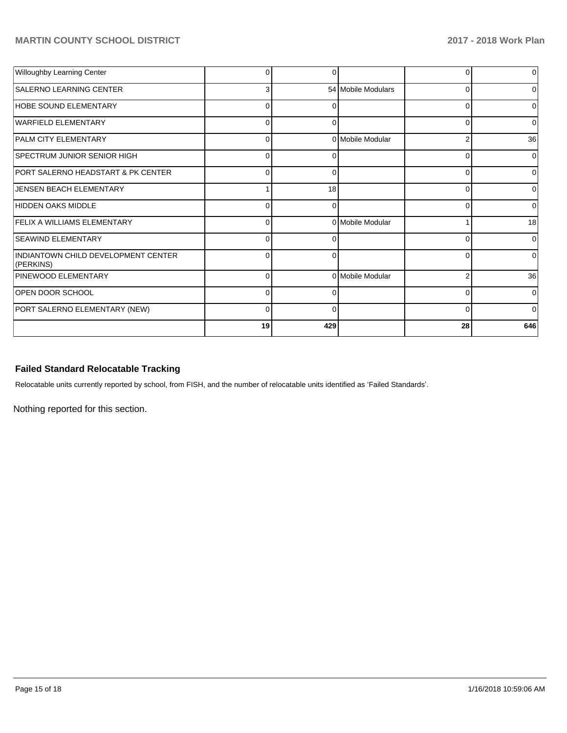| | | | | | |
|---|---|---|---|---|---|
| Willoughby Learning Center | 0 | 0 | | 0 | 0 |
| SALERNO LEARNING CENTER | 3 | 54 | Mobile Modulars | 0 | 0 |
| HOBE SOUND ELEMENTARY | 0 | 0 | | 0 | 0 |
| WARFIELD ELEMENTARY | 0 | 0 | | 0 | 0 |
| PALM CITY ELEMENTARY | 0 | 0 | Mobile Modular | 2 | 36 |
| SPECTRUM JUNIOR SENIOR HIGH | 0 | 0 | | 0 | 0 |
| PORT SALERNO HEADSTART & PK CENTER | 0 | 0 | | 0 | 0 |
| JENSEN BEACH ELEMENTARY | 1 | 18 | | 0 | 0 |
| HIDDEN OAKS MIDDLE | 0 | 0 | | 0 | 0 |
| FELIX A WILLIAMS ELEMENTARY | 0 | 0 | Mobile Modular | 1 | 18 |
| SEAWIND ELEMENTARY | 0 | 0 | | 0 | 0 |
| INDIANTOWN CHILD DEVELOPMENT CENTER (PERKINS) | 0 | 0 | | 0 | 0 |
| PINEWOOD ELEMENTARY | 0 | 0 | Mobile Modular | 2 | 36 |
| OPEN DOOR SCHOOL | 0 | 0 | | 0 | 0 |
| PORT SALERNO ELEMENTARY (NEW) | 0 | 0 | | 0 | 0 |
| | **19** | **429** | | **28** | **646** |

## Failed Standard Relocatable Tracking

Relocatable units currently reported by school, from FISH, and the number of relocatable units identified as 'Failed Standards'.

Nothing reported for this section.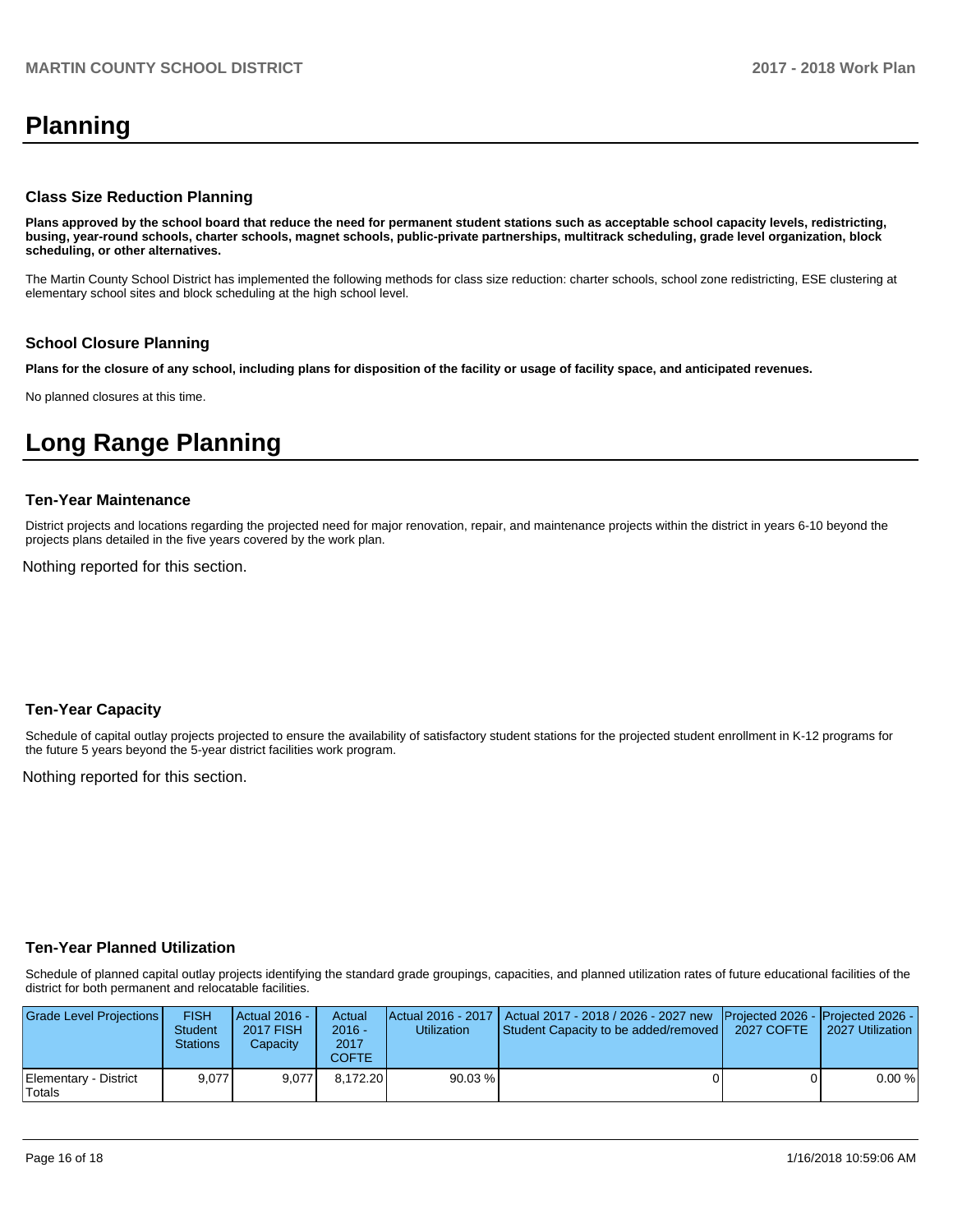# Planning

### Class Size Reduction Planning

**Plans approved by the school board that reduce the need for permanent student stations such as acceptable school capacity levels, redistricting, busing, year-round schools, charter schools, magnet schools, public-private partnerships, multitrack scheduling, grade level organization, block scheduling, or other alternatives.**

The Martin County School District has implemented the following methods for class size reduction: charter schools, school zone redistricting, ESE clustering at elementary school sites and block scheduling at the high school level.

### School Closure Planning

**Plans for the closure of any school, including plans for disposition of the facility or usage of facility space, and anticipated revenues.**

No planned closures at this time.

# Long Range Planning

### Ten-Year Maintenance

District projects and locations regarding the projected need for major renovation, repair, and maintenance projects within the district in years 6-10 beyond the projects plans detailed in the five years covered by the work plan.

Nothing reported for this section.

### Ten-Year Capacity

Schedule of capital outlay projects projected to ensure the availability of satisfactory student stations for the projected student enrollment in K-12 programs for the future 5 years beyond the 5-year district facilities work program.

Nothing reported for this section.

### Ten-Year Planned Utilization

Schedule of planned capital outlay projects identifying the standard grade groupings, capacities, and planned utilization rates of future educational facilities of the district for both permanent and relocatable facilities.

| Grade Level Projections | FISH Student Stations | Actual 2016 - 2017 FISH Capacity | Actual 2016 - 2017 COFTE | Actual 2016 - 2017 Utilization | Actual 2017 - 2018 / 2026 - 2027 new Student Capacity to be added/removed | Projected 2026 - 2027 COFTE | Projected 2026 - 2027 Utilization |
|---|---|---|---|---|---|---|---|
| Elementary - District Totals | 9,077 | 9,077 | 8,172.20 | 90.03 % | 0 | 0 | 0.00 % |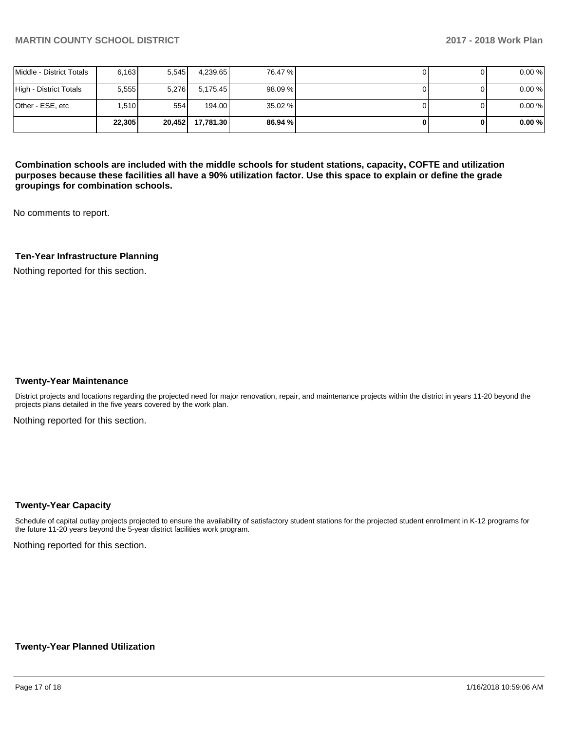| | | | | | | | |
|---|---|---|---|---|---|---|---|
| Middle - District Totals | 6,163 | 5,545 | 4,239.65 | 76.47 % | 0 | 0 | 0.00 % |
| High - District Totals | 5,555 | 5,276 | 5,175.45 | 98.09 % | 0 | 0 | 0.00 % |
| Other - ESE, etc | 1,510 | 554 | 194.00 | 35.02 % | 0 | 0 | 0.00 % |
| | **22,305** | **20,452** | **17,781.30** | **86.94 %** | **0** | **0** | **0.00 %** |

**Combination schools are included with the middle schools for student stations, capacity, COFTE and utilization purposes because these facilities all have a 90% utilization factor. Use this space to explain or define the grade groupings for combination schools.**

No comments to report.

### Ten-Year Infrastructure Planning

Nothing reported for this section.

### Twenty-Year Maintenance

District projects and locations regarding the projected need for major renovation, repair, and maintenance projects within the district in years 11-20 beyond the projects plans detailed in the five years covered by the work plan.

Nothing reported for this section.

### Twenty-Year Capacity

Schedule of capital outlay projects projected to ensure the availability of satisfactory student stations for the projected student enrollment in K-12 programs for the future 11-20 years beyond the 5-year district facilities work program.

Nothing reported for this section.

### Twenty-Year Planned Utilization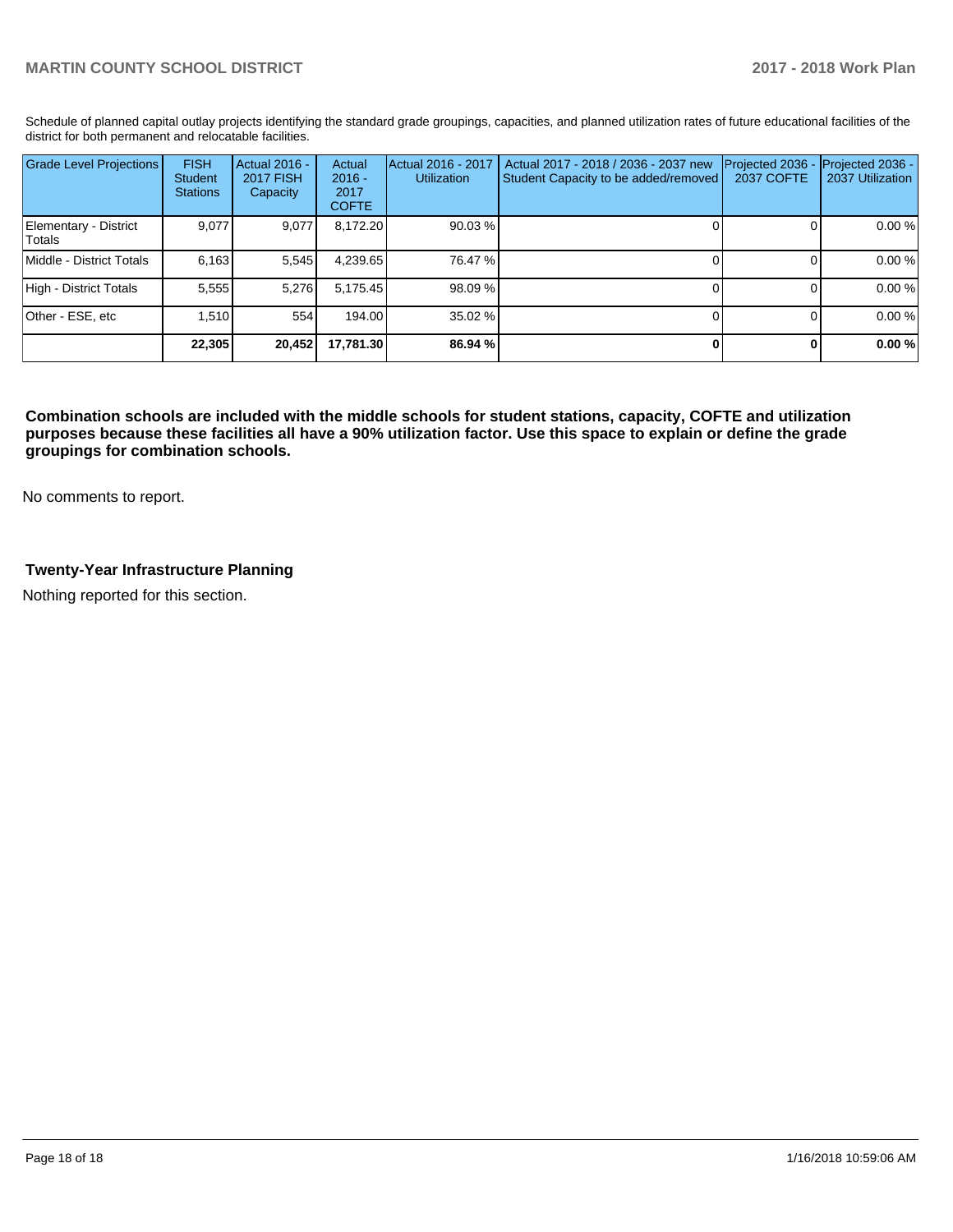Schedule of planned capital outlay projects identifying the standard grade groupings, capacities, and planned utilization rates of future educational facilities of the district for both permanent and relocatable facilities.

| Grade Level Projections | FISH Student Stations | Actual 2016 - 2017 FISH Capacity | Actual 2016 - 2017 COFTE | Actual 2016 - 2017 Utilization | Actual 2017 - 2018 / 2036 - 2037 new Student Capacity to be added/removed | Projected 2036 - 2037 COFTE | Projected 2036 - 2037 Utilization |
|---|---|---|---|---|---|---|---|
| Elementary - District Totals | 9,077 | 9,077 | 8,172.20 | 90.03 % | 0 | 0 | 0.00 % |
| Middle - District Totals | 6,163 | 5,545 | 4,239.65 | 76.47 % | 0 | 0 | 0.00 % |
| High - District Totals | 5,555 | 5,276 | 5,175.45 | 98.09 % | 0 | 0 | 0.00 % |
| Other - ESE, etc | 1,510 | 554 | 194.00 | 35.02 % | 0 | 0 | 0.00 % |
| | **22,305** | **20,452** | **17,781.30** | **86.94 %** | **0** | **0** | **0.00 %** |

**Combination schools are included with the middle schools for student stations, capacity, COFTE and utilization purposes because these facilities all have a 90% utilization factor. Use this space to explain or define the grade groupings for combination schools.**

No comments to report.

### Twenty-Year Infrastructure Planning

Nothing reported for this section.